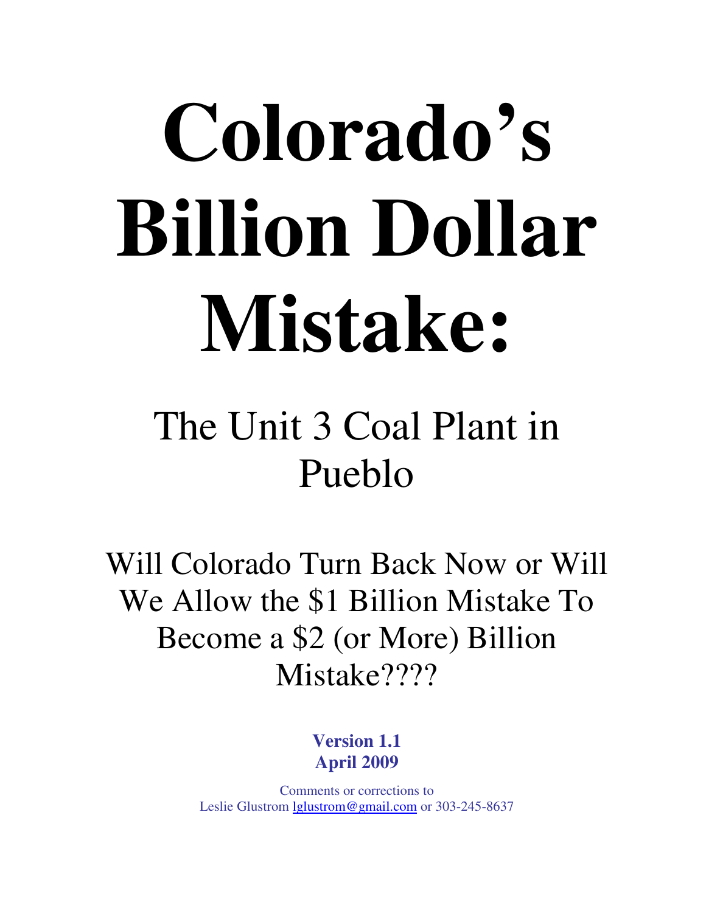# Colorado's Billion Dollar Mistake:

## The Unit 3 Coal Plant in Pueblo

Will Colorado Turn Back Now or Will We Allow the $1 Billion Mistake To Become a $2 (or More) Billion Mistake????

**Version 1.1**
**April 2009**

Comments or corrections to
Leslie Glustrom lglustrom@gmail.com or 303-245-8637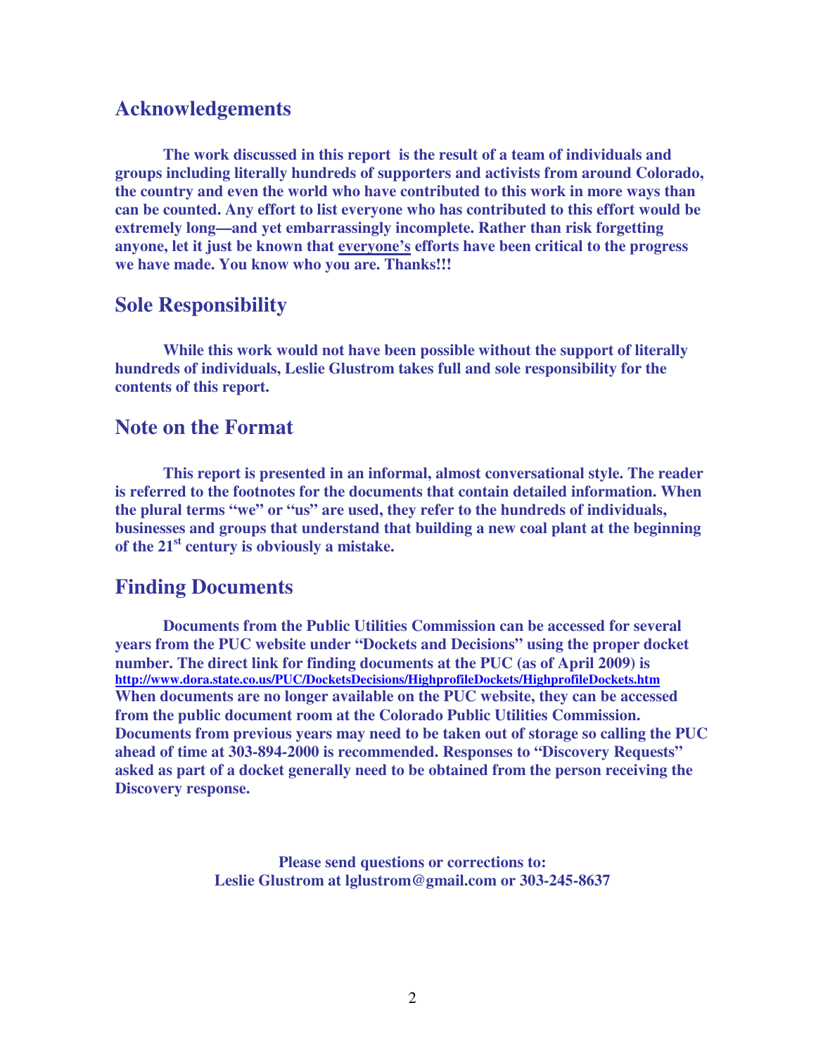## Acknowledgements

**The work discussed in this report is the result of a team of individuals and groups including literally hundreds of supporters and activists from around Colorado, the country and even the world who have contributed to this work in more ways than can be counted. Any effort to list everyone who has contributed to this effort would be extremely long—and yet embarrassingly incomplete. Rather than risk forgetting anyone, let it just be known that <u>everyone's</u> efforts have been critical to the progress we have made. You know who you are. Thanks!!!**

## Sole Responsibility

**While this work would not have been possible without the support of literally hundreds of individuals, Leslie Glustrom takes full and sole responsibility for the contents of this report.**

## Note on the Format

**This report is presented in an informal, almost conversational style. The reader is referred to the footnotes for the documents that contain detailed information. When the plural terms "we" or "us" are used, they refer to the hundreds of individuals, businesses and groups that understand that building a new coal plant at the beginning of the 21st century is obviously a mistake.**

## Finding Documents

**Documents from the Public Utilities Commission can be accessed for several years from the PUC website under "Dockets and Decisions" using the proper docket number. The direct link for finding documents at the PUC (as of April 2009) is [http://www.dora.state.co.us/PUC/DocketsDecisions/HighprofileDockets/HighprofileDockets.htm](http://www.dora.state.co.us/PUC/DocketsDecisions/HighprofileDockets/HighprofileDockets.htm) When documents are no longer available on the PUC website, they can be accessed from the public document room at the Colorado Public Utilities Commission. Documents from previous years may need to be taken out of storage so calling the PUC ahead of time at 303-894-2000 is recommended. Responses to "Discovery Requests" asked as part of a docket generally need to be obtained from the person receiving the Discovery response.**

**Please send questions or corrections to:**
**Leslie Glustrom at lglustrom@gmail.com or 303-245-8637**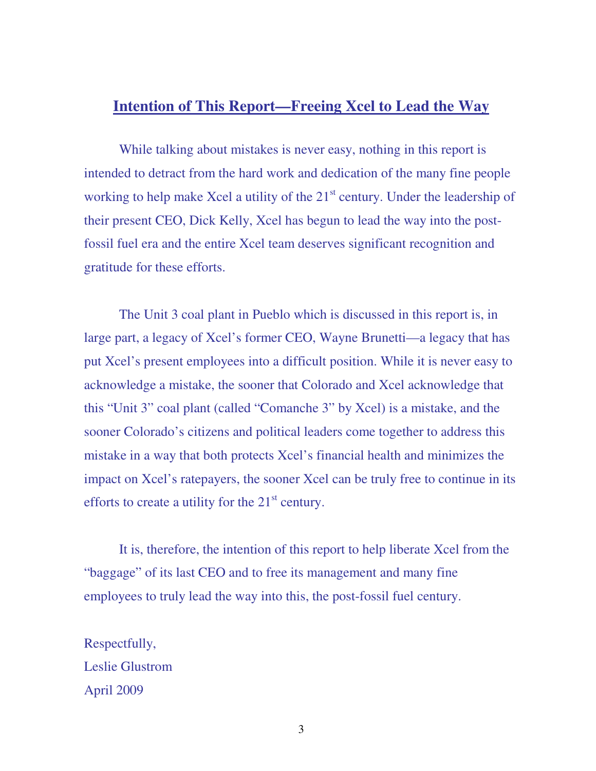## Intention of This Report—Freeing Xcel to Lead the Way

While talking about mistakes is never easy, nothing in this report is intended to detract from the hard work and dedication of the many fine people working to help make Xcel a utility of the 21st century. Under the leadership of their present CEO, Dick Kelly, Xcel has begun to lead the way into the post-fossil fuel era and the entire Xcel team deserves significant recognition and gratitude for these efforts.

The Unit 3 coal plant in Pueblo which is discussed in this report is, in large part, a legacy of Xcel's former CEO, Wayne Brunetti—a legacy that has put Xcel's present employees into a difficult position. While it is never easy to acknowledge a mistake, the sooner that Colorado and Xcel acknowledge that this "Unit 3" coal plant (called "Comanche 3" by Xcel) is a mistake, and the sooner Colorado's citizens and political leaders come together to address this mistake in a way that both protects Xcel's financial health and minimizes the impact on Xcel's ratepayers, the sooner Xcel can be truly free to continue in its efforts to create a utility for the 21st century.

It is, therefore, the intention of this report to help liberate Xcel from the "baggage" of its last CEO and to free its management and many fine employees to truly lead the way into this, the post-fossil fuel century.

Respectfully,
Leslie Glustrom
April 2009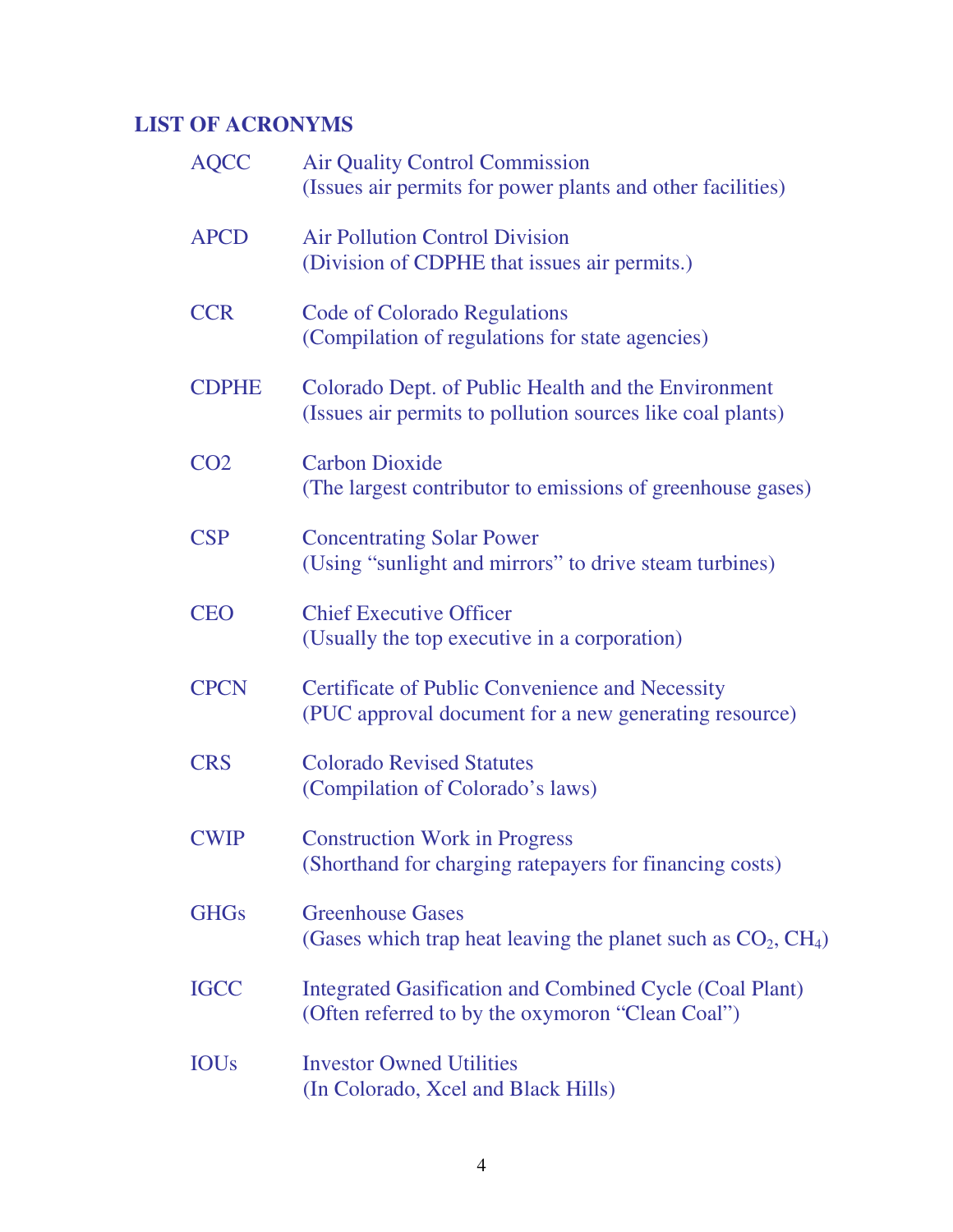## LIST OF ACRONYMS

| | |
|---|---|
| AQCC | Air Quality Control Commission<br>(Issues air permits for power plants and other facilities) |
| APCD | Air Pollution Control Division<br>(Division of CDPHE that issues air permits.) |
| CCR | Code of Colorado Regulations<br>(Compilation of regulations for state agencies) |
| CDPHE | Colorado Dept. of Public Health and the Environment<br>(Issues air permits to pollution sources like coal plants) |
| CO2 | Carbon Dioxide<br>(The largest contributor to emissions of greenhouse gases) |
| CSP | Concentrating Solar Power<br>(Using "sunlight and mirrors" to drive steam turbines) |
| CEO | Chief Executive Officer<br>(Usually the top executive in a corporation) |
| CPCN | Certificate of Public Convenience and Necessity<br>(PUC approval document for a new generating resource) |
| CRS | Colorado Revised Statutes<br>(Compilation of Colorado's laws) |
| CWIP | Construction Work in Progress<br>(Shorthand for charging ratepayers for financing costs) |
| GHGs | Greenhouse Gases<br>(Gases which trap heat leaving the planet such as $CO_2$, $CH_4$) |
| IGCC | Integrated Gasification and Combined Cycle (Coal Plant)<br>(Often referred to by the oxymoron "Clean Coal") |
| IOUs | Investor Owned Utilities<br>(In Colorado, Xcel and Black Hills) |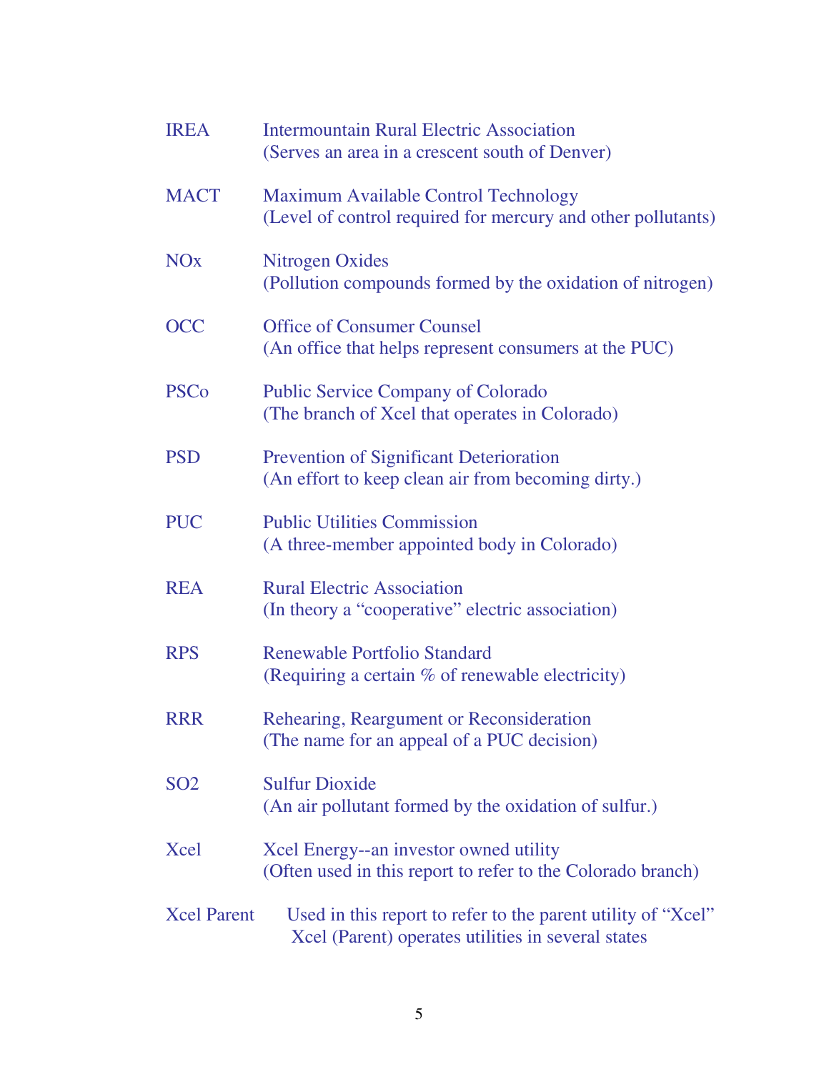| | |
|---|---|
| IREA | Intermountain Rural Electric Association<br>(Serves an area in a crescent south of Denver) |
| MACT | Maximum Available Control Technology<br>(Level of control required for mercury and other pollutants) |
| NOx | Nitrogen Oxides<br>(Pollution compounds formed by the oxidation of nitrogen) |
| OCC | Office of Consumer Counsel<br>(An office that helps represent consumers at the PUC) |
| PSCo | Public Service Company of Colorado<br>(The branch of Xcel that operates in Colorado) |
| PSD | Prevention of Significant Deterioration<br>(An effort to keep clean air from becoming dirty.) |
| PUC | Public Utilities Commission<br>(A three-member appointed body in Colorado) |
| REA | Rural Electric Association<br>(In theory a "cooperative" electric association) |
| RPS | Renewable Portfolio Standard<br>(Requiring a certain % of renewable electricity) |
| RRR | Rehearing, Reargument or Reconsideration<br>(The name for an appeal of a PUC decision) |
| SO2 | Sulfur Dioxide<br>(An air pollutant formed by the oxidation of sulfur.) |
| Xcel | Xcel Energy--an investor owned utility<br>(Often used in this report to refer to the Colorado branch) |
| Xcel Parent | Used in this report to refer to the parent utility of "Xcel"<br>Xcel (Parent) operates utilities in several states |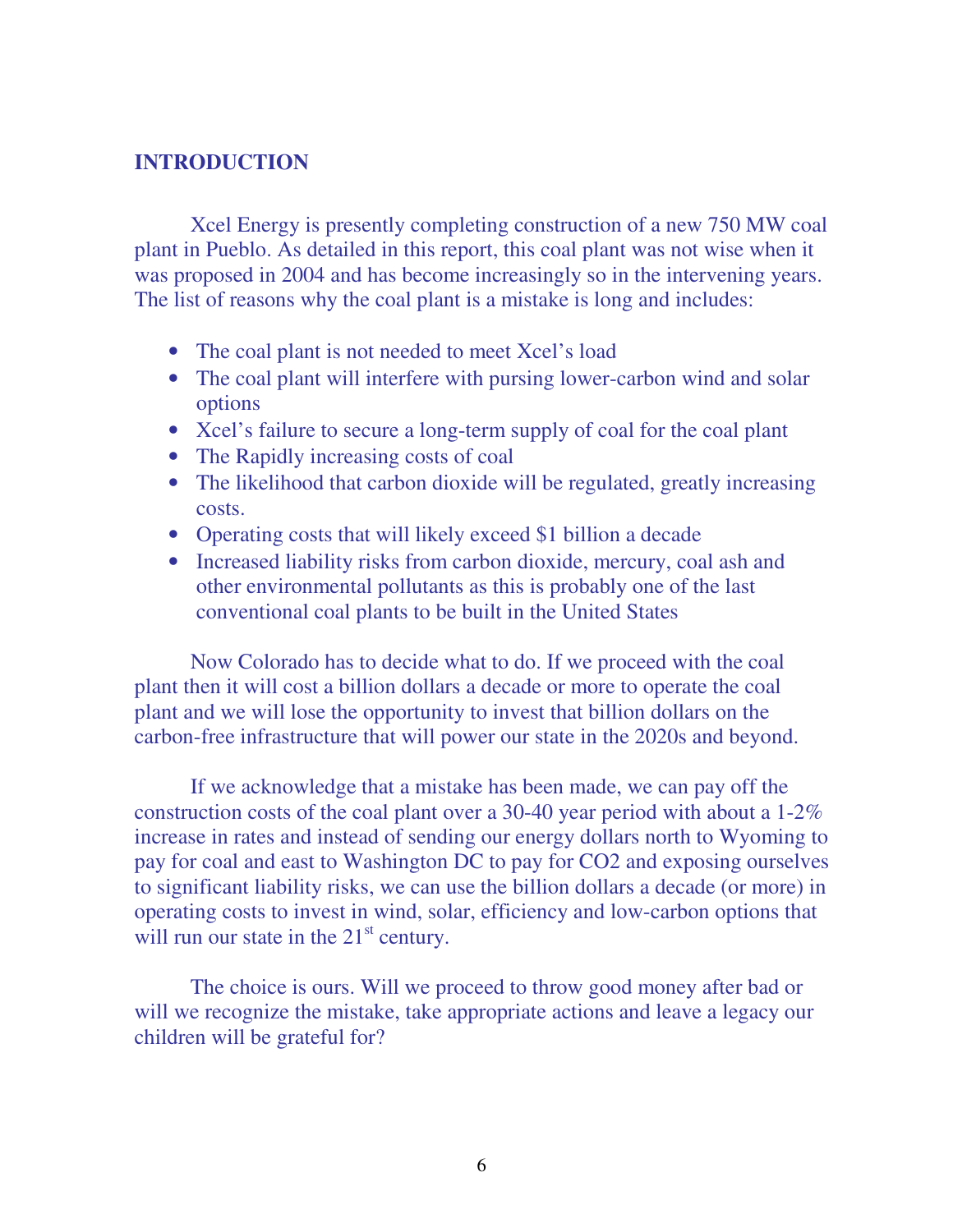## INTRODUCTION

Xcel Energy is presently completing construction of a new 750 MW coal plant in Pueblo. As detailed in this report, this coal plant was not wise when it was proposed in 2004 and has become increasingly so in the intervening years. The list of reasons why the coal plant is a mistake is long and includes:

- The coal plant is not needed to meet Xcel's load
- The coal plant will interfere with pursing lower-carbon wind and solar options
- Xcel's failure to secure a long-term supply of coal for the coal plant
- The Rapidly increasing costs of coal
- The likelihood that carbon dioxide will be regulated, greatly increasing costs.
- Operating costs that will likely exceed $1 billion a decade
- Increased liability risks from carbon dioxide, mercury, coal ash and other environmental pollutants as this is probably one of the last conventional coal plants to be built in the United States

Now Colorado has to decide what to do. If we proceed with the coal plant then it will cost a billion dollars a decade or more to operate the coal plant and we will lose the opportunity to invest that billion dollars on the carbon-free infrastructure that will power our state in the 2020s and beyond.

If we acknowledge that a mistake has been made, we can pay off the construction costs of the coal plant over a 30-40 year period with about a 1-2% increase in rates and instead of sending our energy dollars north to Wyoming to pay for coal and east to Washington DC to pay for CO2 and exposing ourselves to significant liability risks, we can use the billion dollars a decade (or more) in operating costs to invest in wind, solar, efficiency and low-carbon options that will run our state in the 21st century.

The choice is ours. Will we proceed to throw good money after bad or will we recognize the mistake, take appropriate actions and leave a legacy our children will be grateful for?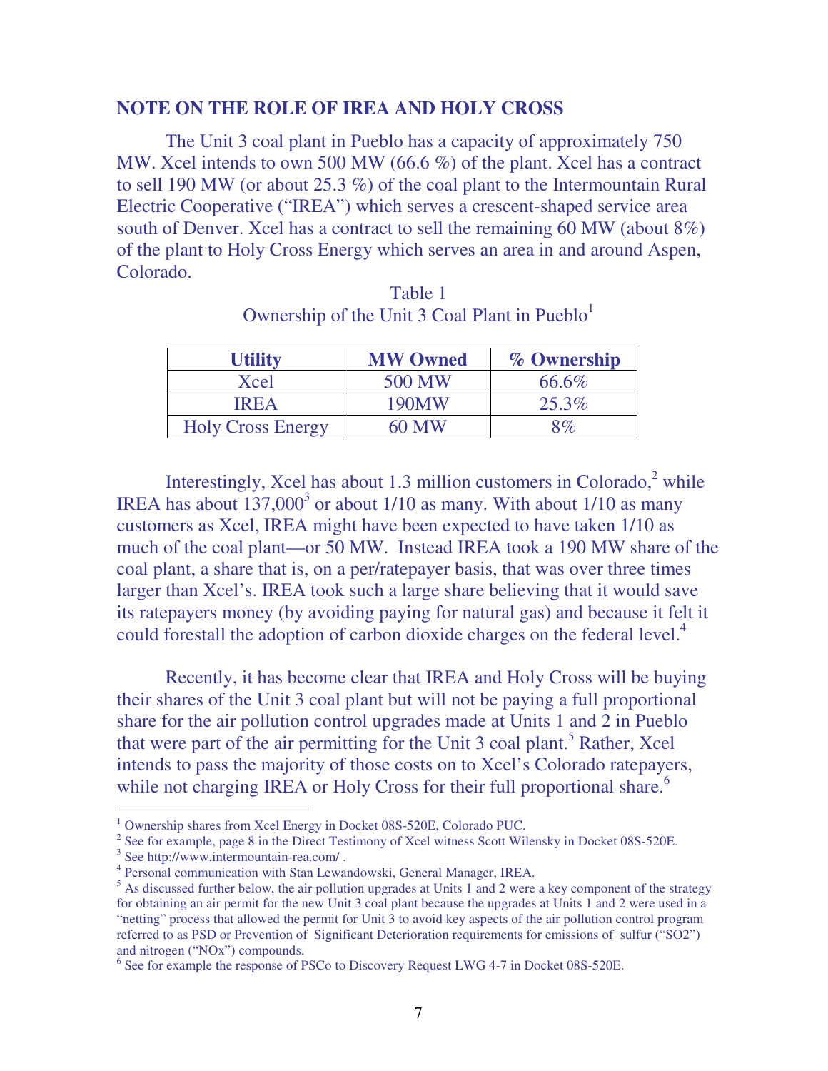## NOTE ON THE ROLE OF IREA AND HOLY CROSS

The Unit 3 coal plant in Pueblo has a capacity of approximately 750 MW. Xcel intends to own 500 MW (66.6 %) of the plant. Xcel has a contract to sell 190 MW (or about 25.3 %) of the coal plant to the Intermountain Rural Electric Cooperative ("IREA") which serves a crescent-shaped service area south of Denver. Xcel has a contract to sell the remaining 60 MW (about 8%) of the plant to Holy Cross Energy which serves an area in and around Aspen, Colorado.

Table 1
Ownership of the Unit 3 Coal Plant in Pueblo[1]

| Utility | MW Owned | % Ownership |
|---|---|---|
| Xcel | 500 MW | 66.6% |
| IREA | 190MW | 25.3% |
| Holy Cross Energy | 60 MW | 8% |

Interestingly, Xcel has about 1.3 million customers in Colorado,[2] while IREA has about 137,000[3] or about 1/10 as many. With about 1/10 as many customers as Xcel, IREA might have been expected to have taken 1/10 as much of the coal plant—or 50 MW. Instead IREA took a 190 MW share of the coal plant, a share that is, on a per/ratepayer basis, that was over three times larger than Xcel's. IREA took such a large share believing that it would save its ratepayers money (by avoiding paying for natural gas) and because it felt it could forestall the adoption of carbon dioxide charges on the federal level.[4]

Recently, it has become clear that IREA and Holy Cross will be buying their shares of the Unit 3 coal plant but will not be paying a full proportional share for the air pollution control upgrades made at Units 1 and 2 in Pueblo that were part of the air permitting for the Unit 3 coal plant.[5] Rather, Xcel intends to pass the majority of those costs on to Xcel's Colorado ratepayers, while not charging IREA or Holy Cross for their full proportional share.[6]

---

[1] Ownership shares from Xcel Energy in Docket 08S-520E, Colorado PUC.

[2] See for example, page 8 in the Direct Testimony of Xcel witness Scott Wilensky in Docket 08S-520E.

[3] See http://www.intermountain-rea.com/ .

[4] Personal communication with Stan Lewandowski, General Manager, IREA.

[5] As discussed further below, the air pollution upgrades at Units 1 and 2 were a key component of the strategy for obtaining an air permit for the new Unit 3 coal plant because the upgrades at Units 1 and 2 were used in a "netting" process that allowed the permit for Unit 3 to avoid key aspects of the air pollution control program referred to as PSD or Prevention of Significant Deterioration requirements for emissions of sulfur ("SO2") and nitrogen ("NOx") compounds.

[6] See for example the response of PSCo to Discovery Request LWG 4-7 in Docket 08S-520E.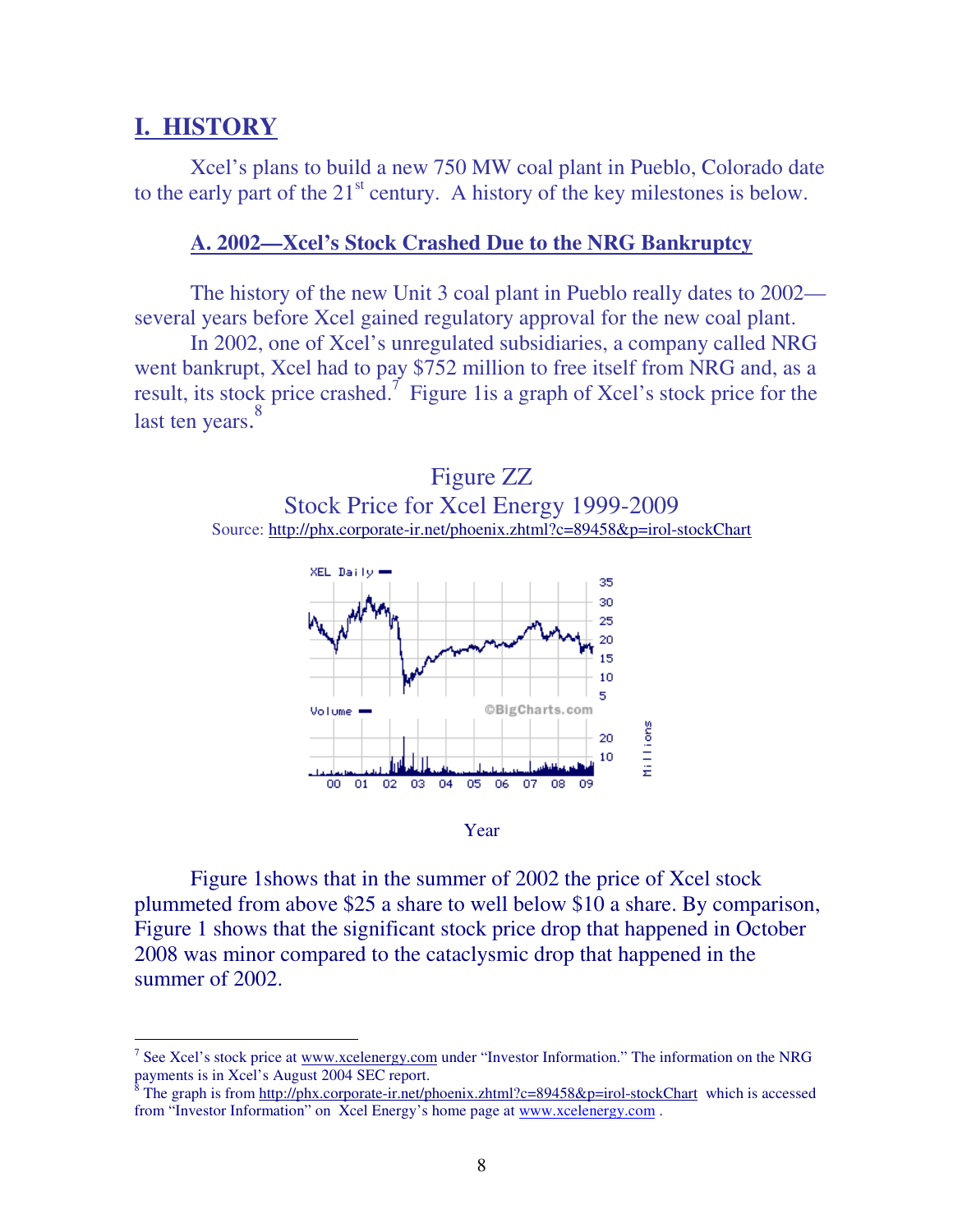# I. HISTORY

Xcel's plans to build a new 750 MW coal plant in Pueblo, Colorado date to the early part of the 21st century. A history of the key milestones is below.

## A. 2002—Xcel's Stock Crashed Due to the NRG Bankruptcy

The history of the new Unit 3 coal plant in Pueblo really dates to 2002—several years before Xcel gained regulatory approval for the new coal plant.

In 2002, one of Xcel's unregulated subsidiaries, a company called NRG went bankrupt, Xcel had to pay $752 million to free itself from NRG and, as a result, its stock price crashed.[7] Figure 1is a graph of Xcel's stock price for the last ten years.[8]

Figure ZZ
Stock Price for Xcel Energy 1999-2009
Source: http://phx.corporate-ir.net/phoenix.zhtml?c=89458&p=irol-stockChart

Year

Figure 1shows that in the summer of 2002 the price of Xcel stock plummeted from above $25 a share to well below $10 a share. By comparison, Figure 1 shows that the significant stock price drop that happened in October 2008 was minor compared to the cataclysmic drop that happened in the summer of 2002.

---

[7] See Xcel's stock price at www.xcelenergy.com under "Investor Information." The information on the NRG payments is in Xcel's August 2004 SEC report.

[8] The graph is from http://phx.corporate-ir.net/phoenix.zhtml?c=89458&p=irol-stockChart which is accessed from "Investor Information" on Xcel Energy's home page at www.xcelenergy.com .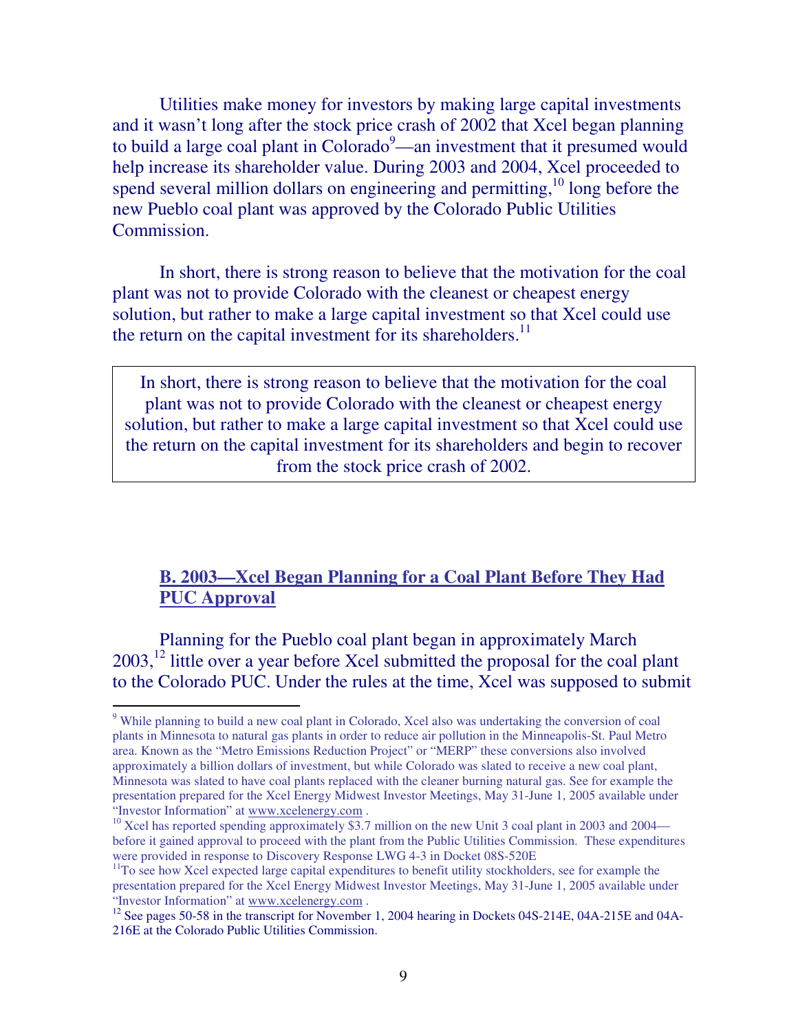Utilities make money for investors by making large capital investments and it wasn't long after the stock price crash of 2002 that Xcel began planning to build a large coal plant in Colorado[9]—an investment that it presumed would help increase its shareholder value. During 2003 and 2004, Xcel proceeded to spend several million dollars on engineering and permitting,[10] long before the new Pueblo coal plant was approved by the Colorado Public Utilities Commission.

In short, there is strong reason to believe that the motivation for the coal plant was not to provide Colorado with the cleanest or cheapest energy solution, but rather to make a large capital investment so that Xcel could use the return on the capital investment for its shareholders.[11]

> In short, there is strong reason to believe that the motivation for the coal plant was not to provide Colorado with the cleanest or cheapest energy solution, but rather to make a large capital investment so that Xcel could use the return on the capital investment for its shareholders and begin to recover from the stock price crash of 2002.

## B. 2003—Xcel Began Planning for a Coal Plant Before They Had PUC Approval

Planning for the Pueblo coal plant began in approximately March 2003,[12] little over a year before Xcel submitted the proposal for the coal plant to the Colorado PUC. Under the rules at the time, Xcel was supposed to submit

---

[9] While planning to build a new coal plant in Colorado, Xcel also was undertaking the conversion of coal plants in Minnesota to natural gas plants in order to reduce air pollution in the Minneapolis-St. Paul Metro area. Known as the "Metro Emissions Reduction Project" or "MERP" these conversions also involved approximately a billion dollars of investment, but while Colorado was slated to receive a new coal plant, Minnesota was slated to have coal plants replaced with the cleaner burning natural gas. See for example the presentation prepared for the Xcel Energy Midwest Investor Meetings, May 31-June 1, 2005 available under "Investor Information" at www.xcelenergy.com .

[10] Xcel has reported spending approximately $3.7 million on the new Unit 3 coal plant in 2003 and 2004—before it gained approval to proceed with the plant from the Public Utilities Commission. These expenditures were provided in response to Discovery Response LWG 4-3 in Docket 08S-520E

[11] To see how Xcel expected large capital expenditures to benefit utility stockholders, see for example the presentation prepared for the Xcel Energy Midwest Investor Meetings, May 31-June 1, 2005 available under "Investor Information" at www.xcelenergy.com .

[12] See pages 50-58 in the transcript for November 1, 2004 hearing in Dockets 04S-214E, 04A-215E and 04A-216E at the Colorado Public Utilities Commission.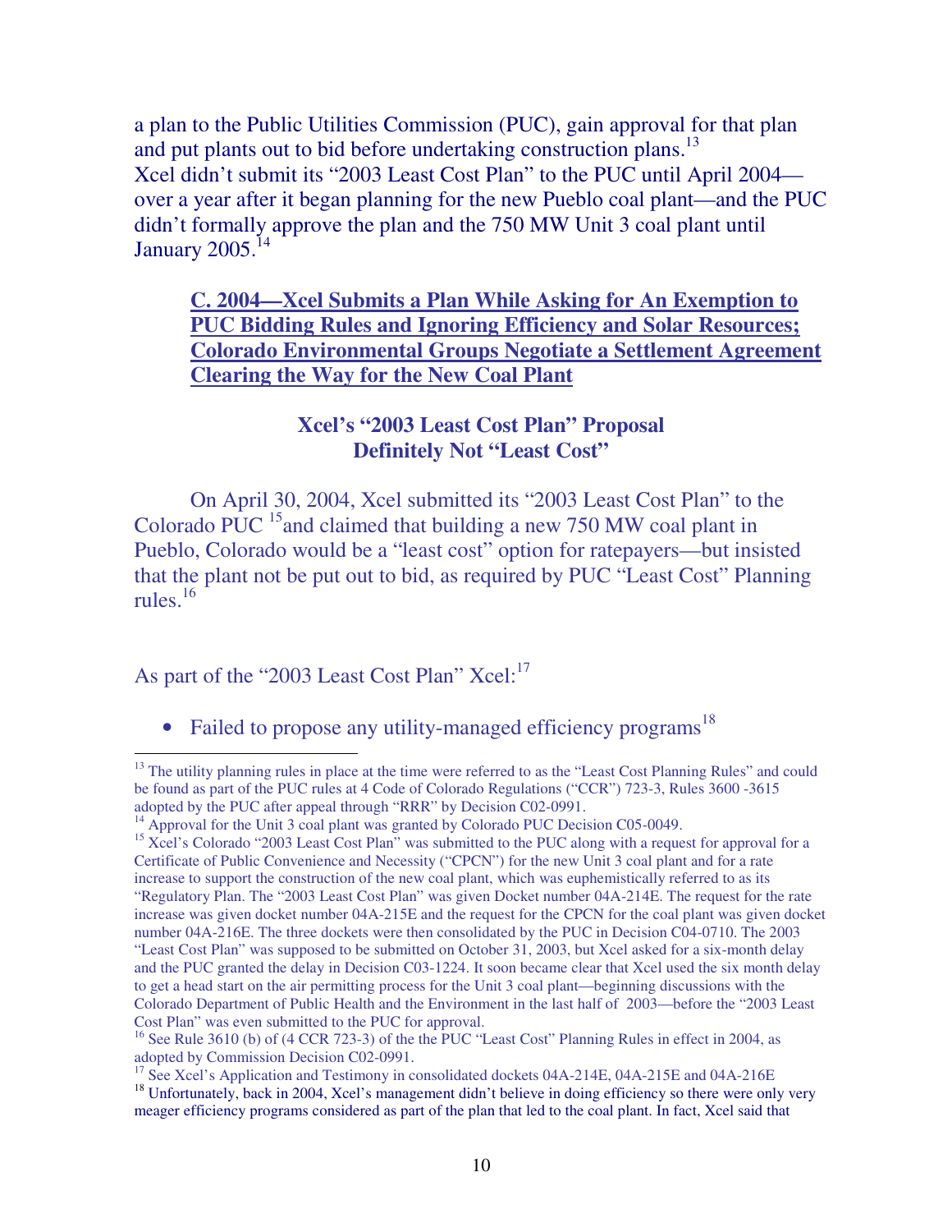a plan to the Public Utilities Commission (PUC), gain approval for that plan and put plants out to bid before undertaking construction plans.[13]
Xcel didn't submit its "2003 Least Cost Plan" to the PUC until April 2004—over a year after it began planning for the new Pueblo coal plant—and the PUC didn't formally approve the plan and the 750 MW Unit 3 coal plant until January 2005.[14]

### C. 2004—Xcel Submits a Plan While Asking for An Exemption to PUC Bidding Rules and Ignoring Efficiency and Solar Resources; Colorado Environmental Groups Negotiate a Settlement Agreement Clearing the Way for the New Coal Plant

#### Xcel's "2003 Least Cost Plan" Proposal Definitely Not "Least Cost"

On April 30, 2004, Xcel submitted its "2003 Least Cost Plan" to the Colorado PUC [15]and claimed that building a new 750 MW coal plant in Pueblo, Colorado would be a "least cost" option for ratepayers—but insisted that the plant not be put out to bid, as required by PUC "Least Cost" Planning rules.[16]

As part of the "2003 Least Cost Plan" Xcel:[17]

- Failed to propose any utility-managed efficiency programs[18]

---

[13] The utility planning rules in place at the time were referred to as the "Least Cost Planning Rules" and could be found as part of the PUC rules at 4 Code of Colorado Regulations ("CCR") 723-3, Rules 3600 -3615 adopted by the PUC after appeal through "RRR" by Decision C02-0991.

[14] Approval for the Unit 3 coal plant was granted by Colorado PUC Decision C05-0049.

[15] Xcel's Colorado "2003 Least Cost Plan" was submitted to the PUC along with a request for approval for a Certificate of Public Convenience and Necessity ("CPCN") for the new Unit 3 coal plant and for a rate increase to support the construction of the new coal plant, which was euphemistically referred to as its "Regulatory Plan. The "2003 Least Cost Plan" was given Docket number 04A-214E. The request for the rate increase was given docket number 04A-215E and the request for the CPCN for the coal plant was given docket number 04A-216E. The three dockets were then consolidated by the PUC in Decision C04-0710. The 2003 "Least Cost Plan" was supposed to be submitted on October 31, 2003, but Xcel asked for a six-month delay and the PUC granted the delay in Decision C03-1224. It soon became clear that Xcel used the six month delay to get a head start on the air permitting process for the Unit 3 coal plant—beginning discussions with the Colorado Department of Public Health and the Environment in the last half of 2003—before the "2003 Least Cost Plan" was even submitted to the PUC for approval.

[16] See Rule 3610 (b) of (4 CCR 723-3) of the the PUC "Least Cost" Planning Rules in effect in 2004, as adopted by Commission Decision C02-0991.

[17] See Xcel's Application and Testimony in consolidated dockets 04A-214E, 04A-215E and 04A-216E

[18] Unfortunately, back in 2004, Xcel's management didn't believe in doing efficiency so there were only very meager efficiency programs considered as part of the plan that led to the coal plant. In fact, Xcel said that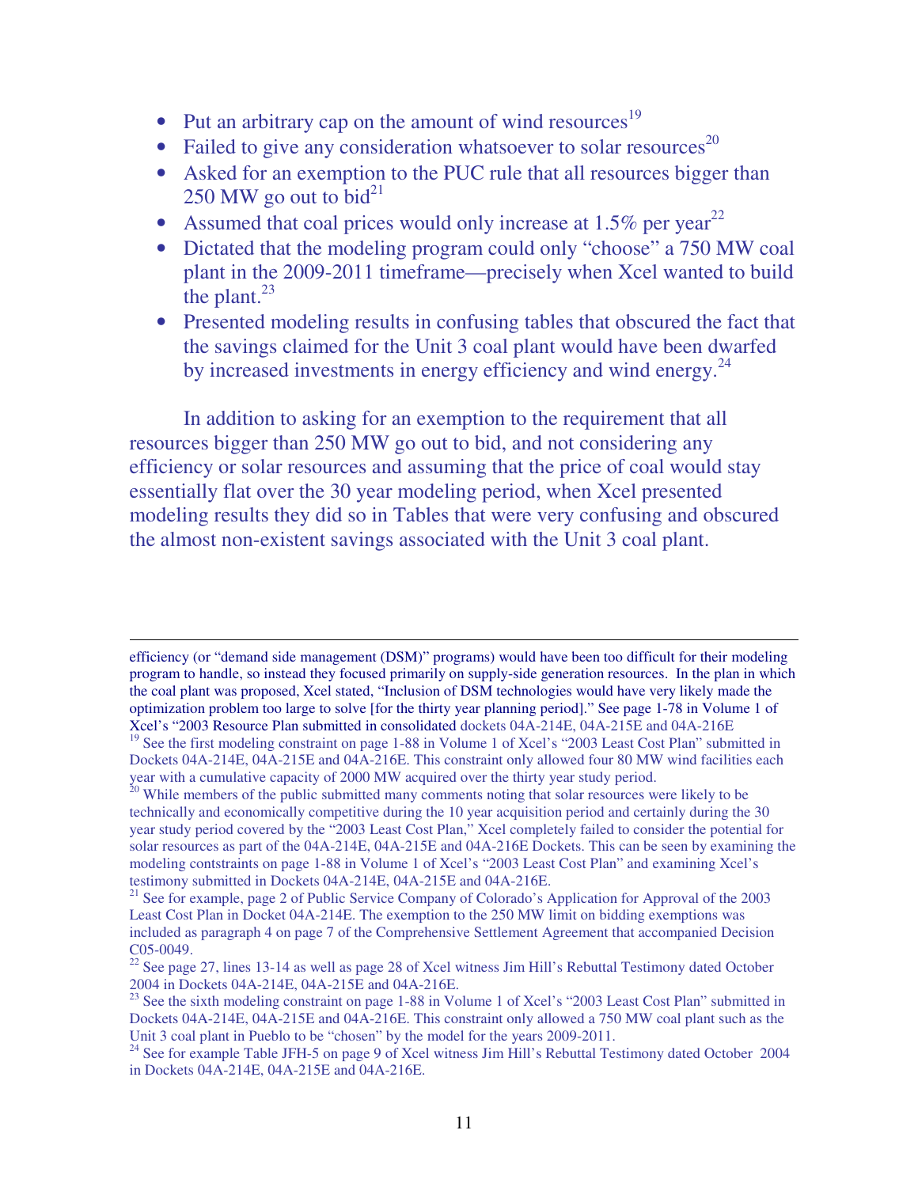- Put an arbitrary cap on the amount of wind resources[19]
- Failed to give any consideration whatsoever to solar resources[20]
- Asked for an exemption to the PUC rule that all resources bigger than 250 MW go out to bid[21]
- Assumed that coal prices would only increase at 1.5% per year[22]
- Dictated that the modeling program could only "choose" a 750 MW coal plant in the 2009-2011 timeframe—precisely when Xcel wanted to build the plant.[23]
- Presented modeling results in confusing tables that obscured the fact that the savings claimed for the Unit 3 coal plant would have been dwarfed by increased investments in energy efficiency and wind energy.[24]

In addition to asking for an exemption to the requirement that all resources bigger than 250 MW go out to bid, and not considering any efficiency or solar resources and assuming that the price of coal would stay essentially flat over the 30 year modeling period, when Xcel presented modeling results they did so in Tables that were very confusing and obscured the almost non-existent savings associated with the Unit 3 coal plant.

---

efficiency (or "demand side management (DSM)" programs) would have been too difficult for their modeling program to handle, so instead they focused primarily on supply-side generation resources. In the plan in which the coal plant was proposed, Xcel stated, "Inclusion of DSM technologies would have very likely made the optimization problem too large to solve [for the thirty year planning period]." See page 1-78 in Volume 1 of Xcel's "2003 Resource Plan submitted in consolidated dockets 04A-214E, 04A-215E and 04A-216E

[19] See the first modeling constraint on page 1-88 in Volume 1 of Xcel's "2003 Least Cost Plan" submitted in Dockets 04A-214E, 04A-215E and 04A-216E. This constraint only allowed four 80 MW wind facilities each year with a cumulative capacity of 2000 MW acquired over the thirty year study period.

[20] While members of the public submitted many comments noting that solar resources were likely to be technically and economically competitive during the 10 year acquisition period and certainly during the 30 year study period covered by the "2003 Least Cost Plan," Xcel completely failed to consider the potential for solar resources as part of the 04A-214E, 04A-215E and 04A-216E Dockets. This can be seen by examining the modeling contstraints on page 1-88 in Volume 1 of Xcel's "2003 Least Cost Plan" and examining Xcel's testimony submitted in Dockets 04A-214E, 04A-215E and 04A-216E.

[21] See for example, page 2 of Public Service Company of Colorado's Application for Approval of the 2003 Least Cost Plan in Docket 04A-214E. The exemption to the 250 MW limit on bidding exemptions was included as paragraph 4 on page 7 of the Comprehensive Settlement Agreement that accompanied Decision C05-0049.

[22] See page 27, lines 13-14 as well as page 28 of Xcel witness Jim Hill's Rebuttal Testimony dated October 2004 in Dockets 04A-214E, 04A-215E and 04A-216E.

[23] See the sixth modeling constraint on page 1-88 in Volume 1 of Xcel's "2003 Least Cost Plan" submitted in Dockets 04A-214E, 04A-215E and 04A-216E. This constraint only allowed a 750 MW coal plant such as the Unit 3 coal plant in Pueblo to be "chosen" by the model for the years 2009-2011.

[24] See for example Table JFH-5 on page 9 of Xcel witness Jim Hill's Rebuttal Testimony dated October 2004 in Dockets 04A-214E, 04A-215E and 04A-216E.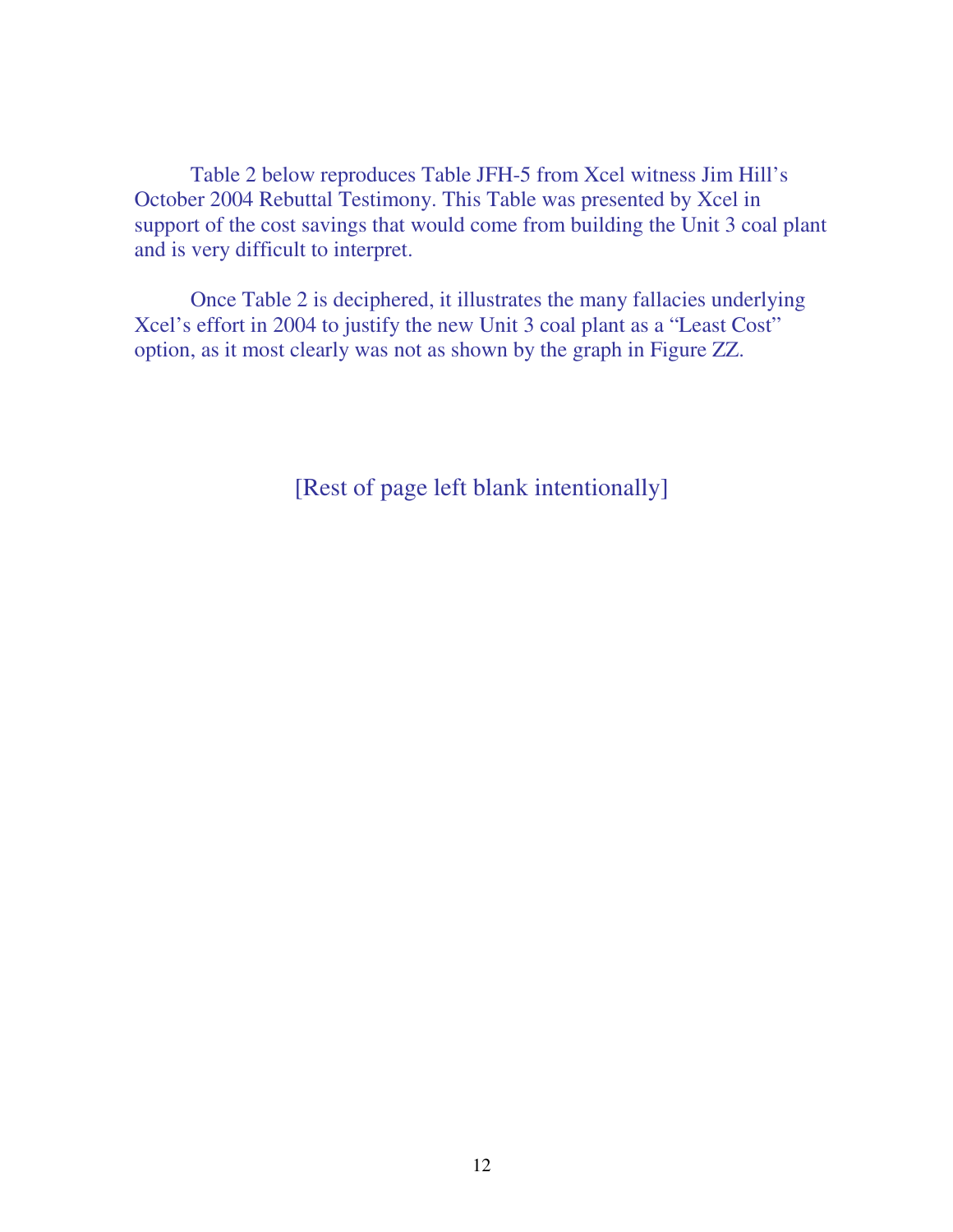Table 2 below reproduces Table JFH-5 from Xcel witness Jim Hill's October 2004 Rebuttal Testimony. This Table was presented by Xcel in support of the cost savings that would come from building the Unit 3 coal plant and is very difficult to interpret.

Once Table 2 is deciphered, it illustrates the many fallacies underlying Xcel's effort in 2004 to justify the new Unit 3 coal plant as a "Least Cost" option, as it most clearly was not as shown by the graph in Figure ZZ.

[Rest of page left blank intentionally]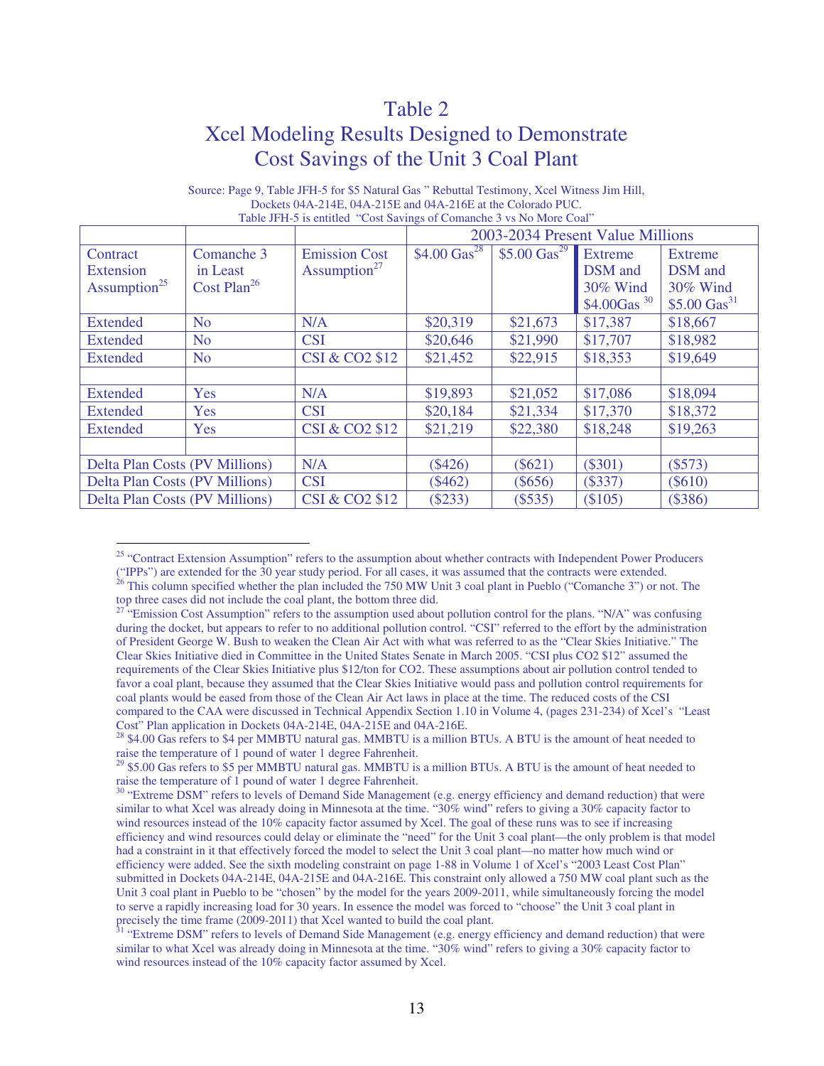# Table 2

## Xcel Modeling Results Designed to Demonstrate Cost Savings of the Unit 3 Coal Plant

Source: Page 9, Table JFH-5 for $5 Natural Gas " Rebuttal Testimony, Xcel Witness Jim Hill, Dockets 04A-214E, 04A-215E and 04A-216E at the Colorado PUC.
Table JFH-5 is entitled "Cost Savings of Comanche 3 vs No More Coal"

| | | | 2003-2034 Present Value Millions | | | |
|---|---|---|---|---|---|---|
| Contract Extension Assumption[25] | Comanche 3 in Least Cost Plan[26] | Emission Cost Assumption[27] | $4.00 Gas[28] | $5.00 Gas[29] | Extreme DSM and 30% Wind $4.00Gas[30] | Extreme DSM and 30% Wind $5.00 Gas[31] |
| Extended | No | N/A | $20,319 | $21,673 | $17,387 | $18,667 |
| Extended | No | CSI | $20,646 | $21,990 | $17,707 | $18,982 |
| Extended | No | CSI & CO2 $12 | $21,452 | $22,915 | $18,353 | $19,649 |
| | | | | | | |
| Extended | Yes | N/A | $19,893 | $21,052 | $17,086 | $18,094 |
| Extended | Yes | CSI | $20,184 | $21,334 | $17,370 | $18,372 |
| Extended | Yes | CSI & CO2 $12 | $21,219 | $22,380 | $18,248 | $19,263 |
| | | | | | | |
| Delta Plan Costs (PV Millions) | | N/A | ($426) | ($621) | ($301) | ($573) |
| Delta Plan Costs (PV Millions) | | CSI | ($462) | ($656) | ($337) | ($610) |
| Delta Plan Costs (PV Millions) | | CSI & CO2 $12 | ($233) | ($535) | ($105) | ($386) |

---

[25] "Contract Extension Assumption" refers to the assumption about whether contracts with Independent Power Producers ("IPPs") are extended for the 30 year study period. For all cases, it was assumed that the contracts were extended.

[26] This column specified whether the plan included the 750 MW Unit 3 coal plant in Pueblo ("Comanche 3") or not. The top three cases did not include the coal plant, the bottom three did.

[27] "Emission Cost Assumption" refers to the assumption used about pollution control for the plans. "N/A" was confusing during the docket, but appears to refer to no additional pollution control. "CSI" referred to the effort by the administration of President George W. Bush to weaken the Clean Air Act with what was referred to as the "Clear Skies Initiative." The Clear Skies Initiative died in Committee in the United States Senate in March 2005. "CSI plus CO2 $12" assumed the requirements of the Clear Skies Initiative plus $12/ton for CO2. These assumptions about air pollution control tended to favor a coal plant, because they assumed that the Clear Skies Initiative would pass and pollution control requirements for coal plants would be eased from those of the Clean Air Act laws in place at the time. The reduced costs of the CSI compared to the CAA were discussed in Technical Appendix Section 1.10 in Volume 4, (pages 231-234) of Xcel's "Least Cost" Plan application in Dockets 04A-214E, 04A-215E and 04A-216E.

[28] $4.00 Gas refers to $4 per MMBTU natural gas. MMBTU is a million BTUs. A BTU is the amount of heat needed to raise the temperature of 1 pound of water 1 degree Fahrenheit.

[29] $5.00 Gas refers to $5 per MMBTU natural gas. MMBTU is a million BTUs. A BTU is the amount of heat needed to raise the temperature of 1 pound of water 1 degree Fahrenheit.

[30] "Extreme DSM" refers to levels of Demand Side Management (e.g. energy efficiency and demand reduction) that were similar to what Xcel was already doing in Minnesota at the time. "30% wind" refers to giving a 30% capacity factor to wind resources instead of the 10% capacity factor assumed by Xcel. The goal of these runs was to see if increasing efficiency and wind resources could delay or eliminate the "need" for the Unit 3 coal plant—the only problem is that model had a constraint in it that effectively forced the model to select the Unit 3 coal plant—no matter how much wind or efficiency were added. See the sixth modeling constraint on page 1-88 in Volume 1 of Xcel's "2003 Least Cost Plan" submitted in Dockets 04A-214E, 04A-215E and 04A-216E. This constraint only allowed a 750 MW coal plant such as the Unit 3 coal plant in Pueblo to be "chosen" by the model for the years 2009-2011, while simultaneously forcing the model to serve a rapidly increasing load for 30 years. In essence the model was forced to "choose" the Unit 3 coal plant in precisely the time frame (2009-2011) that Xcel wanted to build the coal plant.

[31] "Extreme DSM" refers to levels of Demand Side Management (e.g. energy efficiency and demand reduction) that were similar to what Xcel was already doing in Minnesota at the time. "30% wind" refers to giving a 30% capacity factor to wind resources instead of the 10% capacity factor assumed by Xcel.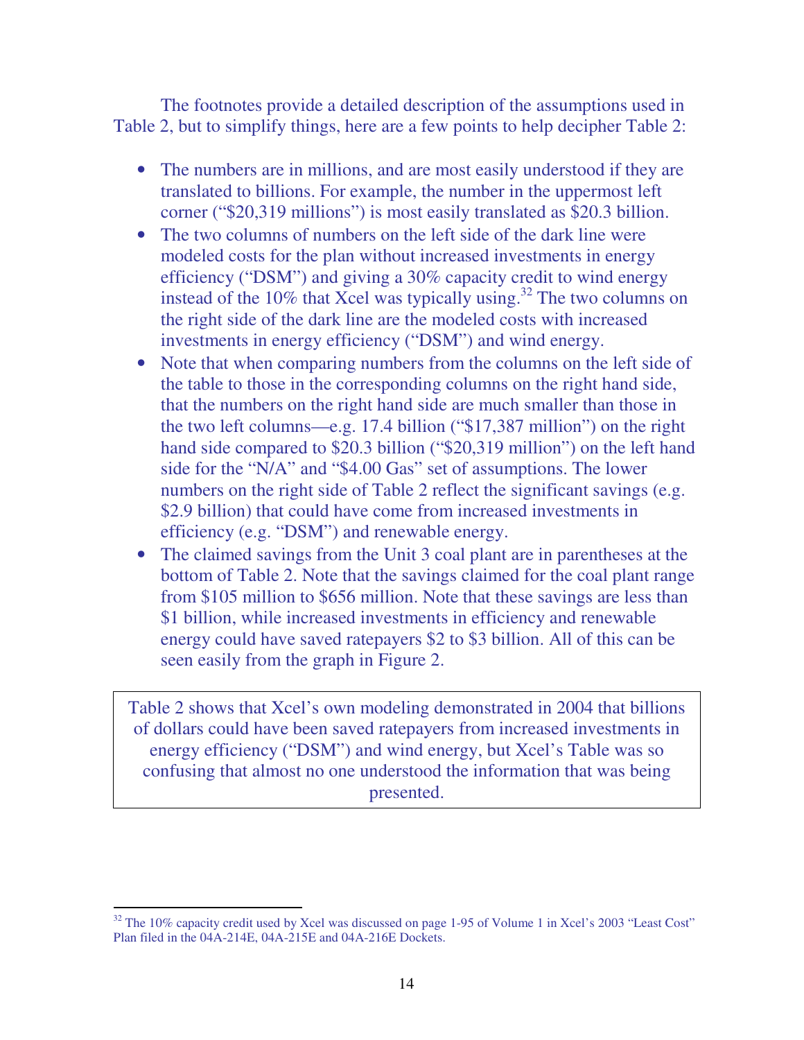The footnotes provide a detailed description of the assumptions used in Table 2, but to simplify things, here are a few points to help decipher Table 2:

- The numbers are in millions, and are most easily understood if they are translated to billions. For example, the number in the uppermost left corner ("$20,319 millions") is most easily translated as $20.3 billion.
- The two columns of numbers on the left side of the dark line were modeled costs for the plan without increased investments in energy efficiency ("DSM") and giving a 30% capacity credit to wind energy instead of the 10% that Xcel was typically using.[32] The two columns on the right side of the dark line are the modeled costs with increased investments in energy efficiency ("DSM") and wind energy.
- Note that when comparing numbers from the columns on the left side of the table to those in the corresponding columns on the right hand side, that the numbers on the right hand side are much smaller than those in the two left columns—e.g. 17.4 billion ("$17,387 million") on the right hand side compared to $20.3 billion ("$20,319 million") on the left hand side for the "N/A" and "$4.00 Gas" set of assumptions. The lower numbers on the right side of Table 2 reflect the significant savings (e.g. $2.9 billion) that could have come from increased investments in efficiency (e.g. "DSM") and renewable energy.
- The claimed savings from the Unit 3 coal plant are in parentheses at the bottom of Table 2. Note that the savings claimed for the coal plant range from $105 million to $656 million. Note that these savings are less than $1 billion, while increased investments in efficiency and renewable energy could have saved ratepayers $2 to $3 billion. All of this can be seen easily from the graph in Figure 2.

> Table 2 shows that Xcel's own modeling demonstrated in 2004 that billions of dollars could have been saved ratepayers from increased investments in energy efficiency ("DSM") and wind energy, but Xcel's Table was so confusing that almost no one understood the information that was being presented.

[32] The 10% capacity credit used by Xcel was discussed on page 1-95 of Volume 1 in Xcel's 2003 "Least Cost" Plan filed in the 04A-214E, 04A-215E and 04A-216E Dockets.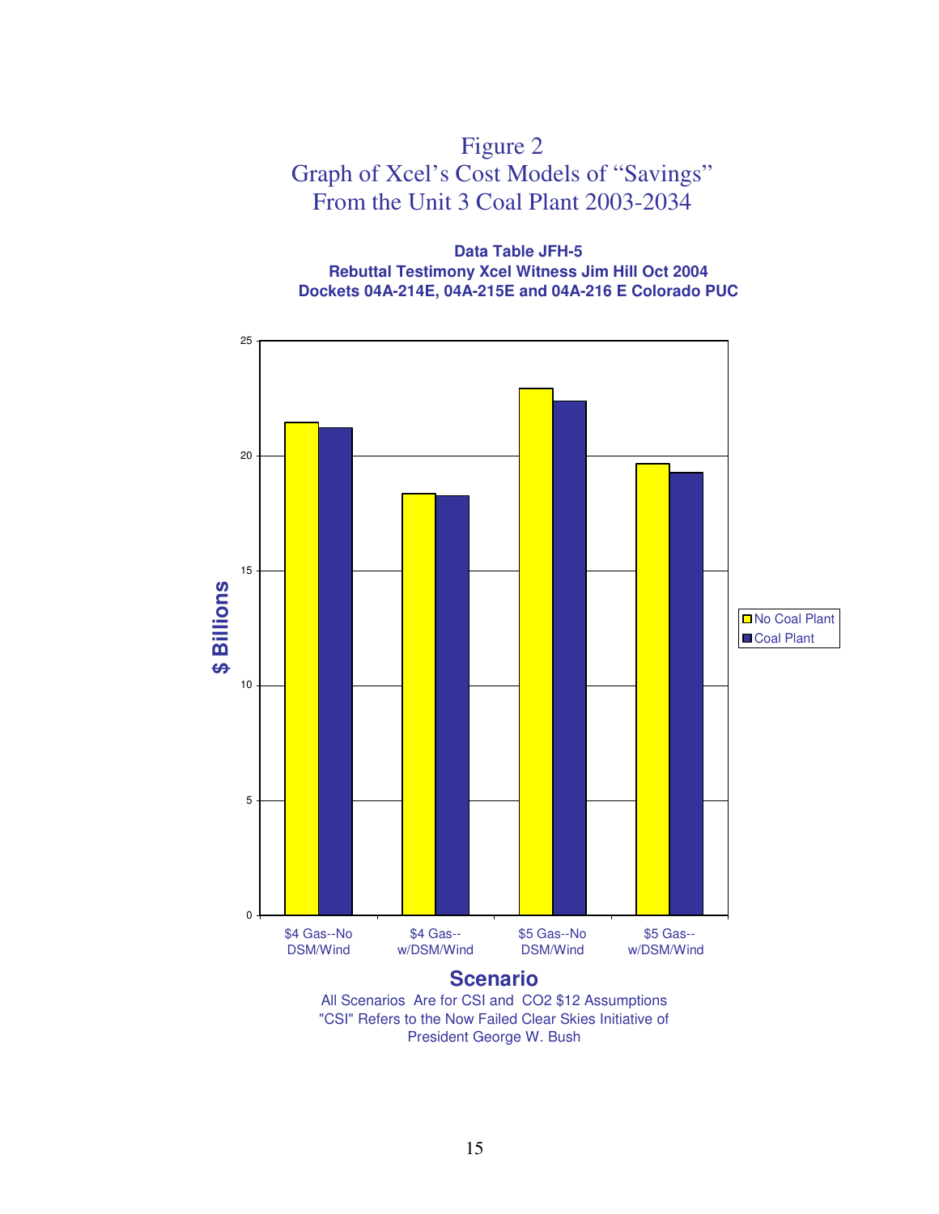# Figure 2
## Graph of Xcel's Cost Models of "Savings" From the Unit 3 Coal Plant 2003-2034

**Data Table JFH-5**
**Rebuttal Testimony Xcel Witness Jim Hill Oct 2004**
**Dockets 04A-214E, 04A-215E and 04A-216 E Colorado PUC**

$ Billions

25
20
15
10
5
0

No Coal Plant
Coal Plant

$4 Gas--No DSM/Wind
$4 Gas--w/DSM/Wind
$5 Gas--No DSM/Wind
$5 Gas--w/DSM/Wind

**Scenario**

All Scenarios Are for CSI and CO2 $12 Assumptions
"CSI" Refers to the Now Failed Clear Skies Initiative of President George W. Bush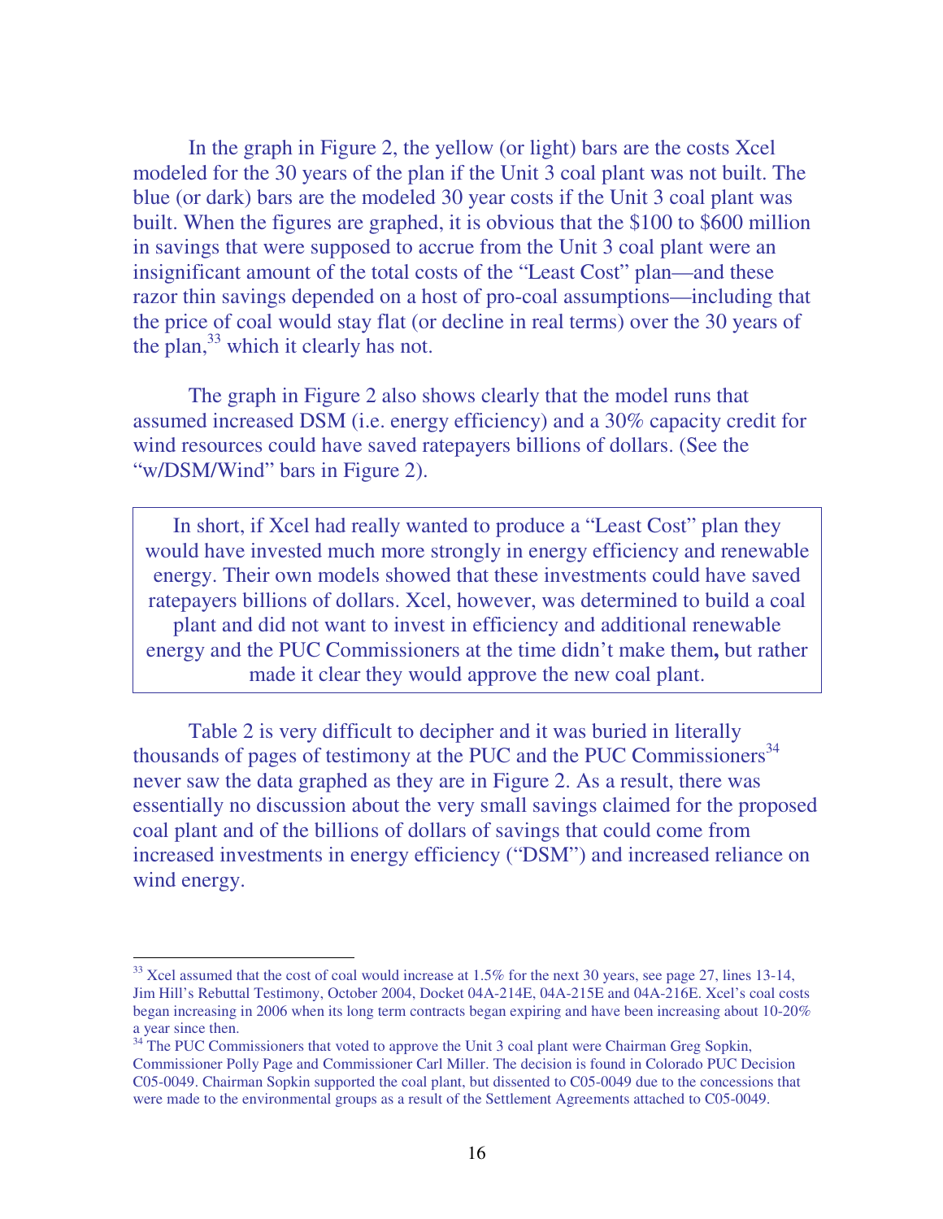In the graph in Figure 2, the yellow (or light) bars are the costs Xcel modeled for the 30 years of the plan if the Unit 3 coal plant was not built. The blue (or dark) bars are the modeled 30 year costs if the Unit 3 coal plant was built. When the figures are graphed, it is obvious that the $100 to $600 million in savings that were supposed to accrue from the Unit 3 coal plant were an insignificant amount of the total costs of the "Least Cost" plan—and these razor thin savings depended on a host of pro-coal assumptions—including that the price of coal would stay flat (or decline in real terms) over the 30 years of the plan,[33] which it clearly has not.

The graph in Figure 2 also shows clearly that the model runs that assumed increased DSM (i.e. energy efficiency) and a 30% capacity credit for wind resources could have saved ratepayers billions of dollars. (See the "w/DSM/Wind" bars in Figure 2).

> In short, if Xcel had really wanted to produce a "Least Cost" plan they would have invested much more strongly in energy efficiency and renewable energy. Their own models showed that these investments could have saved ratepayers billions of dollars. Xcel, however, was determined to build a coal plant and did not want to invest in efficiency and additional renewable energy and the PUC Commissioners at the time didn't make them**,** but rather made it clear they would approve the new coal plant.

Table 2 is very difficult to decipher and it was buried in literally thousands of pages of testimony at the PUC and the PUC Commissioners[34] never saw the data graphed as they are in Figure 2. As a result, there was essentially no discussion about the very small savings claimed for the proposed coal plant and of the billions of dollars of savings that could come from increased investments in energy efficiency ("DSM") and increased reliance on wind energy.

---

[33] Xcel assumed that the cost of coal would increase at 1.5% for the next 30 years, see page 27, lines 13-14, Jim Hill's Rebuttal Testimony, October 2004, Docket 04A-214E, 04A-215E and 04A-216E. Xcel's coal costs began increasing in 2006 when its long term contracts began expiring and have been increasing about 10-20% a year since then.

[34] The PUC Commissioners that voted to approve the Unit 3 coal plant were Chairman Greg Sopkin, Commissioner Polly Page and Commissioner Carl Miller. The decision is found in Colorado PUC Decision C05-0049. Chairman Sopkin supported the coal plant, but dissented to C05-0049 due to the concessions that were made to the environmental groups as a result of the Settlement Agreements attached to C05-0049.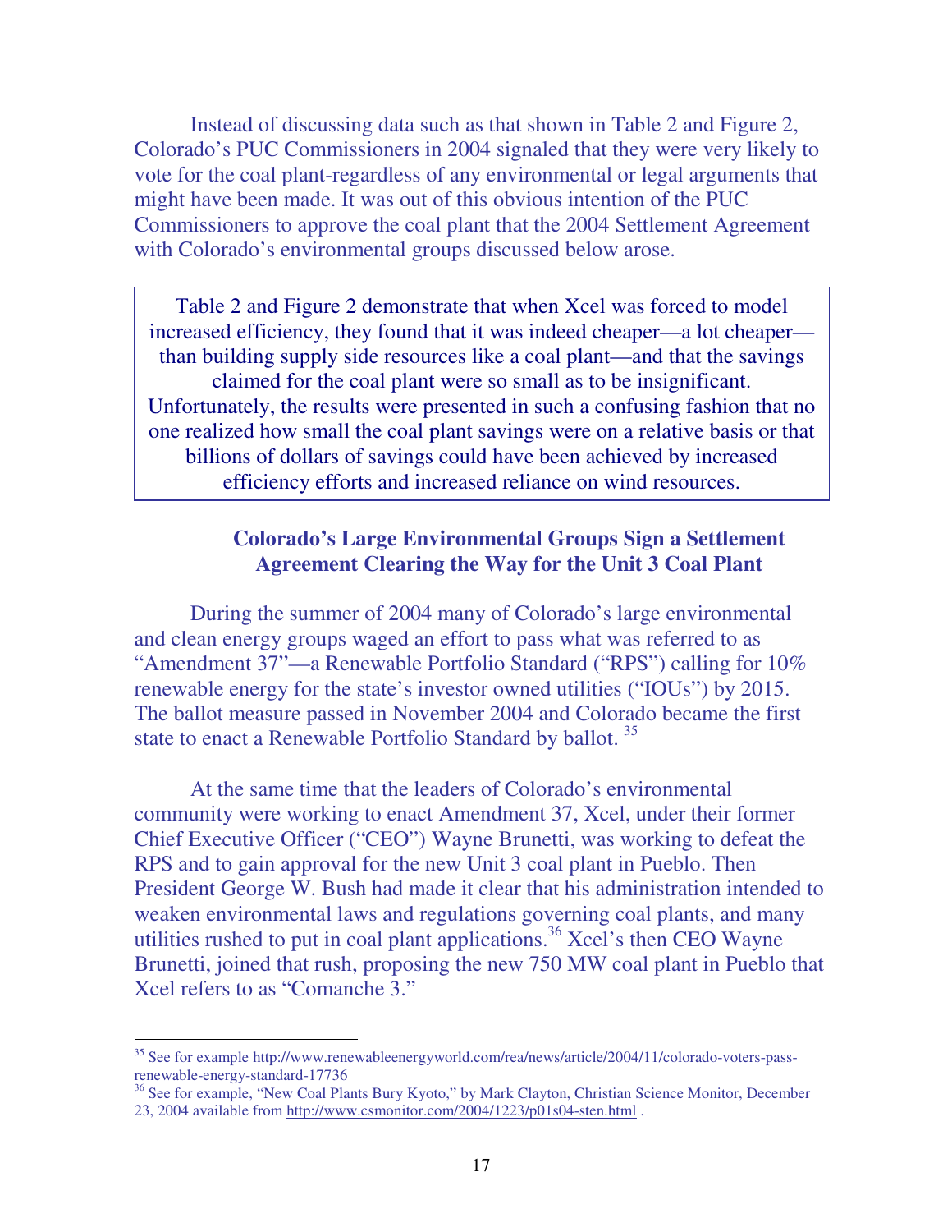Instead of discussing data such as that shown in Table 2 and Figure 2, Colorado's PUC Commissioners in 2004 signaled that they were very likely to vote for the coal plant-regardless of any environmental or legal arguments that might have been made. It was out of this obvious intention of the PUC Commissioners to approve the coal plant that the 2004 Settlement Agreement with Colorado's environmental groups discussed below arose.

> Table 2 and Figure 2 demonstrate that when Xcel was forced to model increased efficiency, they found that it was indeed cheaper—a lot cheaper—than building supply side resources like a coal plant—and that the savings claimed for the coal plant were so small as to be insignificant. Unfortunately, the results were presented in such a confusing fashion that no one realized how small the coal plant savings were on a relative basis or that billions of dollars of savings could have been achieved by increased efficiency efforts and increased reliance on wind resources.

### Colorado's Large Environmental Groups Sign a Settlement Agreement Clearing the Way for the Unit 3 Coal Plant

During the summer of 2004 many of Colorado's large environmental and clean energy groups waged an effort to pass what was referred to as "Amendment 37"—a Renewable Portfolio Standard ("RPS") calling for 10% renewable energy for the state's investor owned utilities ("IOUs") by 2015. The ballot measure passed in November 2004 and Colorado became the first state to enact a Renewable Portfolio Standard by ballot. [35]

At the same time that the leaders of Colorado's environmental community were working to enact Amendment 37, Xcel, under their former Chief Executive Officer ("CEO") Wayne Brunetti, was working to defeat the RPS and to gain approval for the new Unit 3 coal plant in Pueblo. Then President George W. Bush had made it clear that his administration intended to weaken environmental laws and regulations governing coal plants, and many utilities rushed to put in coal plant applications.[36] Xcel's then CEO Wayne Brunetti, joined that rush, proposing the new 750 MW coal plant in Pueblo that Xcel refers to as "Comanche 3."

---

[35] See for example http://www.renewableenergyworld.com/rea/news/article/2004/11/colorado-voters-pass-renewable-energy-standard-17736

[36] See for example, "New Coal Plants Bury Kyoto," by Mark Clayton, Christian Science Monitor, December 23, 2004 available from http://www.csmonitor.com/2004/1223/p01s04-sten.html .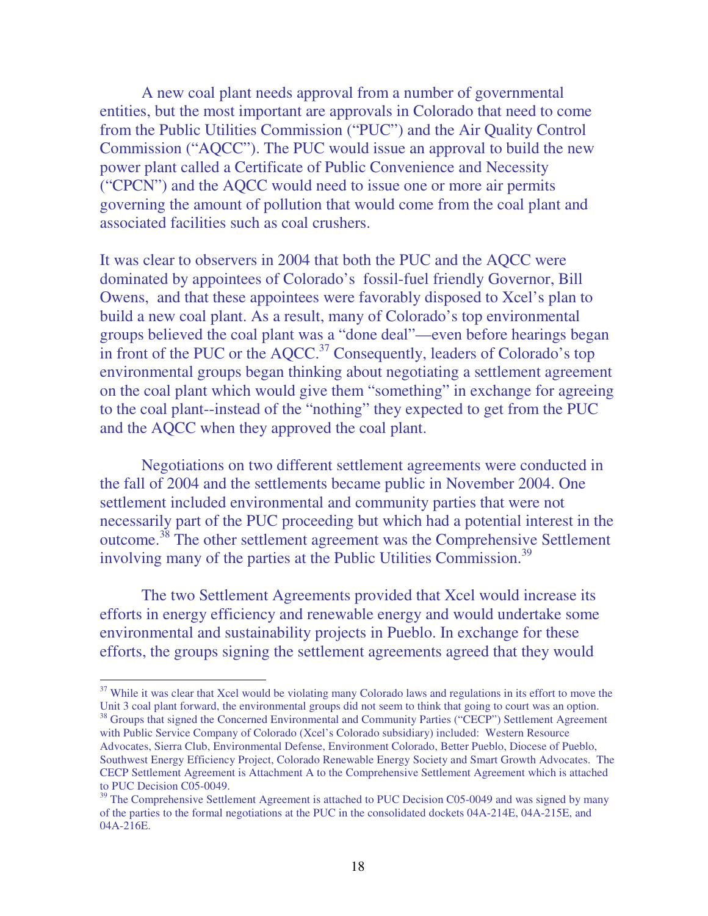A new coal plant needs approval from a number of governmental entities, but the most important are approvals in Colorado that need to come from the Public Utilities Commission ("PUC") and the Air Quality Control Commission ("AQCC"). The PUC would issue an approval to build the new power plant called a Certificate of Public Convenience and Necessity ("CPCN") and the AQCC would need to issue one or more air permits governing the amount of pollution that would come from the coal plant and associated facilities such as coal crushers.

It was clear to observers in 2004 that both the PUC and the AQCC were dominated by appointees of Colorado's fossil-fuel friendly Governor, Bill Owens, and that these appointees were favorably disposed to Xcel's plan to build a new coal plant. As a result, many of Colorado's top environmental groups believed the coal plant was a "done deal"—even before hearings began in front of the PUC or the AQCC.[37] Consequently, leaders of Colorado's top environmental groups began thinking about negotiating a settlement agreement on the coal plant which would give them "something" in exchange for agreeing to the coal plant--instead of the "nothing" they expected to get from the PUC and the AQCC when they approved the coal plant.

Negotiations on two different settlement agreements were conducted in the fall of 2004 and the settlements became public in November 2004. One settlement included environmental and community parties that were not necessarily part of the PUC proceeding but which had a potential interest in the outcome.[38] The other settlement agreement was the Comprehensive Settlement involving many of the parties at the Public Utilities Commission.[39]

The two Settlement Agreements provided that Xcel would increase its efforts in energy efficiency and renewable energy and would undertake some environmental and sustainability projects in Pueblo. In exchange for these efforts, the groups signing the settlement agreements agreed that they would

---

[37] While it was clear that Xcel would be violating many Colorado laws and regulations in its effort to move the Unit 3 coal plant forward, the environmental groups did not seem to think that going to court was an option.

[38] Groups that signed the Concerned Environmental and Community Parties ("CECP") Settlement Agreement with Public Service Company of Colorado (Xcel's Colorado subsidiary) included: Western Resource Advocates, Sierra Club, Environmental Defense, Environment Colorado, Better Pueblo, Diocese of Pueblo, Southwest Energy Efficiency Project, Colorado Renewable Energy Society and Smart Growth Advocates. The CECP Settlement Agreement is Attachment A to the Comprehensive Settlement Agreement which is attached to PUC Decision C05-0049.

[39] The Comprehensive Settlement Agreement is attached to PUC Decision C05-0049 and was signed by many of the parties to the formal negotiations at the PUC in the consolidated dockets 04A-214E, 04A-215E, and 04A-216E.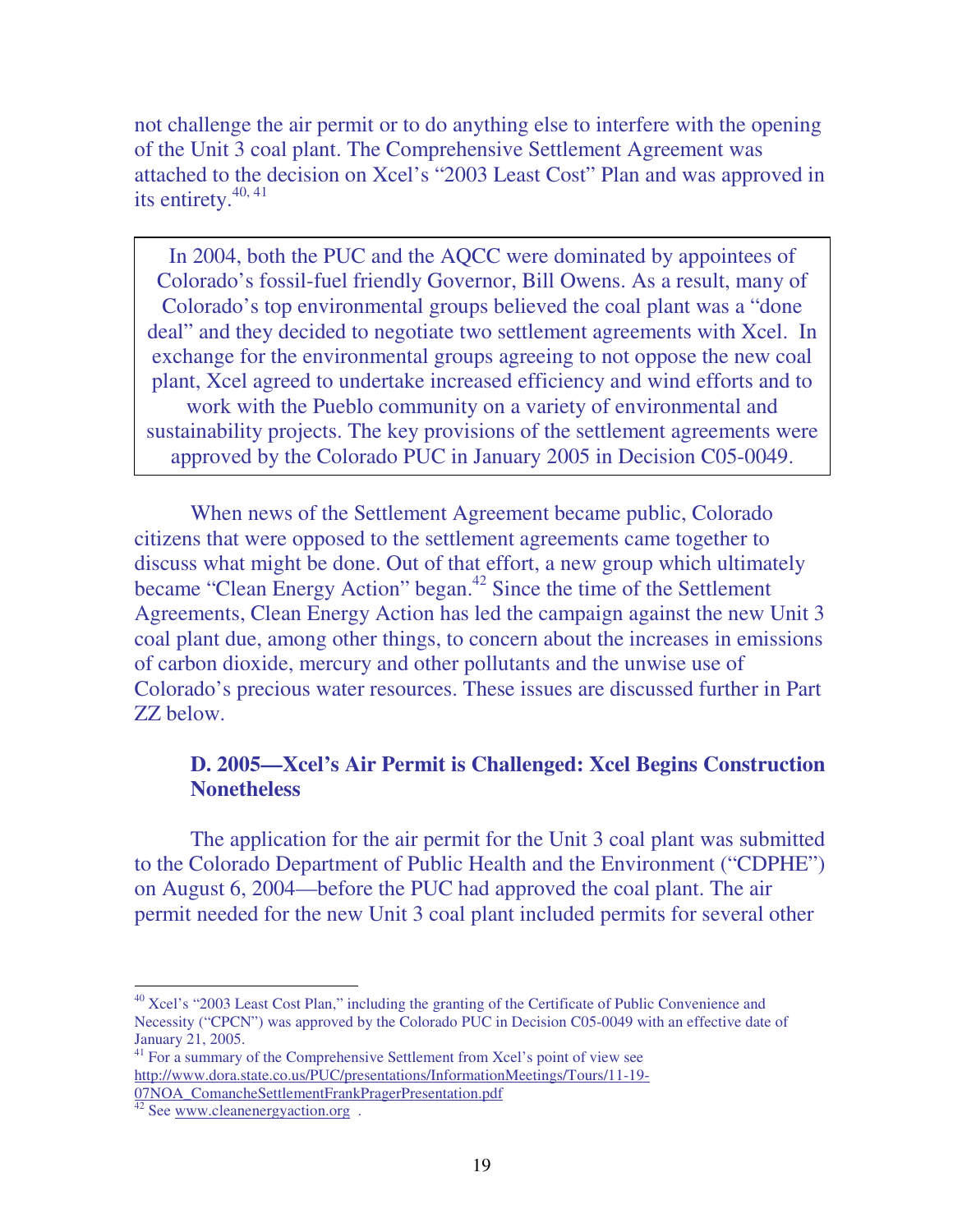not challenge the air permit or to do anything else to interfere with the opening of the Unit 3 coal plant. The Comprehensive Settlement Agreement was attached to the decision on Xcel's "2003 Least Cost" Plan and was approved in its entirety.[40, 41]

> In 2004, both the PUC and the AQCC were dominated by appointees of Colorado's fossil-fuel friendly Governor, Bill Owens. As a result, many of Colorado's top environmental groups believed the coal plant was a "done deal" and they decided to negotiate two settlement agreements with Xcel. In exchange for the environmental groups agreeing to not oppose the new coal plant, Xcel agreed to undertake increased efficiency and wind efforts and to work with the Pueblo community on a variety of environmental and sustainability projects. The key provisions of the settlement agreements were approved by the Colorado PUC in January 2005 in Decision C05-0049.

When news of the Settlement Agreement became public, Colorado citizens that were opposed to the settlement agreements came together to discuss what might be done. Out of that effort, a new group which ultimately became "Clean Energy Action" began.[42] Since the time of the Settlement Agreements, Clean Energy Action has led the campaign against the new Unit 3 coal plant due, among other things, to concern about the increases in emissions of carbon dioxide, mercury and other pollutants and the unwise use of Colorado's precious water resources. These issues are discussed further in Part ZZ below.

### D. 2005—Xcel's Air Permit is Challenged: Xcel Begins Construction Nonetheless

The application for the air permit for the Unit 3 coal plant was submitted to the Colorado Department of Public Health and the Environment ("CDPHE") on August 6, 2004—before the PUC had approved the coal plant. The air permit needed for the new Unit 3 coal plant included permits for several other

---

[40] Xcel's "2003 Least Cost Plan," including the granting of the Certificate of Public Convenience and Necessity ("CPCN") was approved by the Colorado PUC in Decision C05-0049 with an effective date of January 21, 2005.

[41] For a summary of the Comprehensive Settlement from Xcel's point of view see http://www.dora.state.co.us/PUC/presentations/InformationMeetings/Tours/11-19-07NOA_ComancheSettlementFrankPragerPresentation.pdf

[42] See www.cleanenergyaction.org .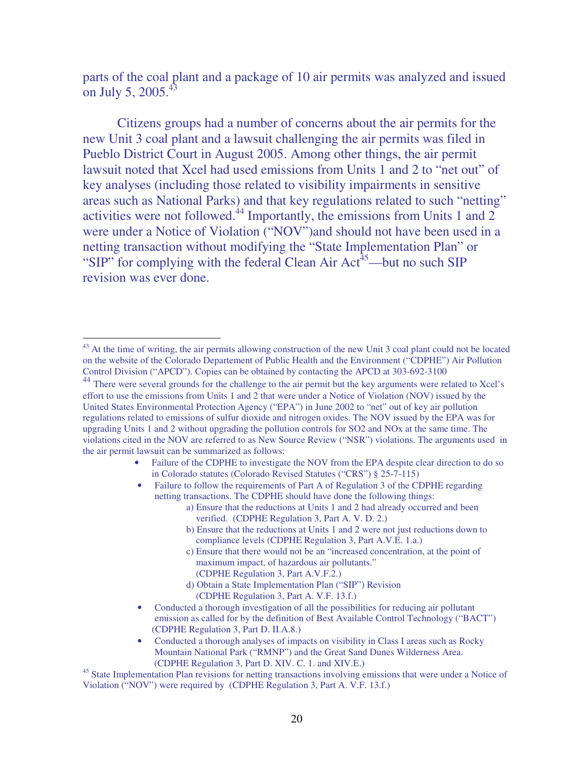parts of the coal plant and a package of 10 air permits was analyzed and issued on July 5, 2005.[43]

Citizens groups had a number of concerns about the air permits for the new Unit 3 coal plant and a lawsuit challenging the air permits was filed in Pueblo District Court in August 2005. Among other things, the air permit lawsuit noted that Xcel had used emissions from Units 1 and 2 to "net out" of key analyses (including those related to visibility impairments in sensitive areas such as National Parks) and that key regulations related to such "netting" activities were not followed.[44] Importantly, the emissions from Units 1 and 2 were under a Notice of Violation ("NOV")and should not have been used in a netting transaction without modifying the "State Implementation Plan" or "SIP" for complying with the federal Clean Air Act[45]—but no such SIP revision was ever done.

---

[43] At the time of writing, the air permits allowing construction of the new Unit 3 coal plant could not be located on the website of the Colorado Departement of Public Health and the Environment ("CDPHE") Air Pollution Control Division ("APCD"). Copies can be obtained by contacting the APCD at 303-692-3100

[44] There were several grounds for the challenge to the air permit but the key arguments were related to Xcel's effort to use the emissions from Units 1 and 2 that were under a Notice of Violation (NOV) issued by the United States Environmental Protection Agency ("EPA") in June 2002 to "net" out of key air pollution regulations related to emissions of sulfur dioxide and nitrogen oxides. The NOV issued by the EPA was for upgrading Units 1 and 2 without upgrading the pollution controls for SO2 and NOx at the same time. The violations cited in the NOV are referred to as New Source Review ("NSR") violations. The arguments used in the air permit lawsuit can be summarized as follows:

- Failure of the CDPHE to investigate the NOV from the EPA despite clear direction to do so in Colorado statutes (Colorado Revised Statutes ("CRS") § 25-7-115)
- Failure to follow the requirements of Part A of Regulation 3 of the CDPHE regarding netting transactions. The CDPHE should have done the following things:
  - a) Ensure that the reductions at Units 1 and 2 had already occurred and been verified. (CDPHE Regulation 3, Part A. V. D. 2.)
  - b) Ensure that the reductions at Units 1 and 2 were not just reductions down to compliance levels (CDPHE Regulation 3, Part A.V.E. 1.a.)
  - c) Ensure that there would not be an "increased concentration, at the point of maximum impact, of hazardous air pollutants." (CDPHE Regulation 3, Part A.V.F.2.)
  - d) Obtain a State Implementation Plan ("SIP") Revision (CDPHE Regulation 3, Part A. V.F. 13.f.)
- Conducted a thorough investigation of all the possibilities for reducing air pollutant emission as called for by the definition of Best Available Control Technology ("BACT") (CDPHE Regulation 3, Part D. II.A.8.)
- Conducted a thorough analyses of impacts on visibility in Class I areas such as Rocky Mountain National Park ("RMNP") and the Great Sand Dunes Wilderness Area. (CDPHE Regulation 3, Part D. XIV. C. 1. and XIV.E.)

[45] State Implementation Plan revisions for netting transactions involving emissions that were under a Notice of Violation ("NOV") were required by (CDPHE Regulation 3, Part A. V.F. 13.f.)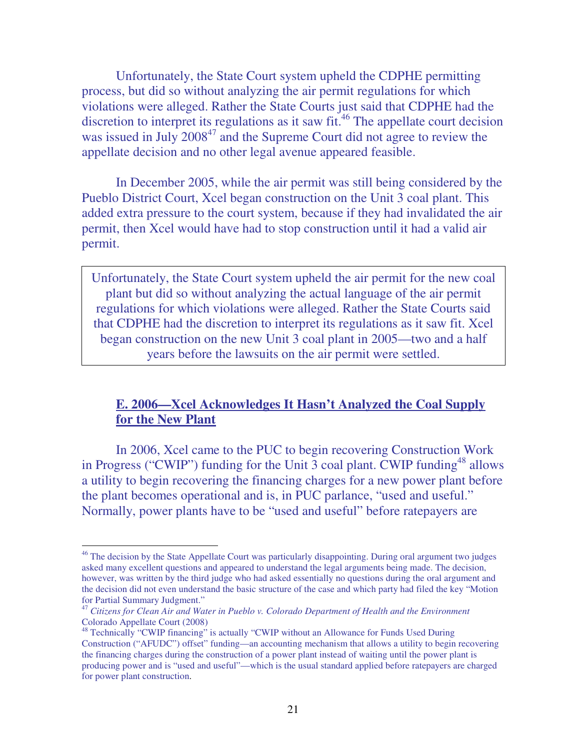Unfortunately, the State Court system upheld the CDPHE permitting process, but did so without analyzing the air permit regulations for which violations were alleged. Rather the State Courts just said that CDPHE had the discretion to interpret its regulations as it saw fit.[46] The appellate court decision was issued in July 2008[47] and the Supreme Court did not agree to review the appellate decision and no other legal avenue appeared feasible.

In December 2005, while the air permit was still being considered by the Pueblo District Court, Xcel began construction on the Unit 3 coal plant. This added extra pressure to the court system, because if they had invalidated the air permit, then Xcel would have had to stop construction until it had a valid air permit.

> Unfortunately, the State Court system upheld the air permit for the new coal plant but did so without analyzing the actual language of the air permit regulations for which violations were alleged. Rather the State Courts said that CDPHE had the discretion to interpret its regulations as it saw fit. Xcel began construction on the new Unit 3 coal plant in 2005—two and a half years before the lawsuits on the air permit were settled.

### E. 2006—Xcel Acknowledges It Hasn't Analyzed the Coal Supply for the New Plant

In 2006, Xcel came to the PUC to begin recovering Construction Work in Progress ("CWIP") funding for the Unit 3 coal plant. CWIP funding[48] allows a utility to begin recovering the financing charges for a new power plant before the plant becomes operational and is, in PUC parlance, "used and useful." Normally, power plants have to be "used and useful" before ratepayers are

---

[46] The decision by the State Appellate Court was particularly disappointing. During oral argument two judges asked many excellent questions and appeared to understand the legal arguments being made. The decision, however, was written by the third judge who had asked essentially no questions during the oral argument and the decision did not even understand the basic structure of the case and which party had filed the key "Motion for Partial Summary Judgment."

[47] *Citizens for Clean Air and Water in Pueblo v. Colorado Department of Health and the Environment* Colorado Appellate Court (2008)

[48] Technically "CWIP financing" is actually "CWIP without an Allowance for Funds Used During Construction ("AFUDC") offset" funding—an accounting mechanism that allows a utility to begin recovering the financing charges during the construction of a power plant instead of waiting until the power plant is producing power and is "used and useful"—which is the usual standard applied before ratepayers are charged for power plant construction.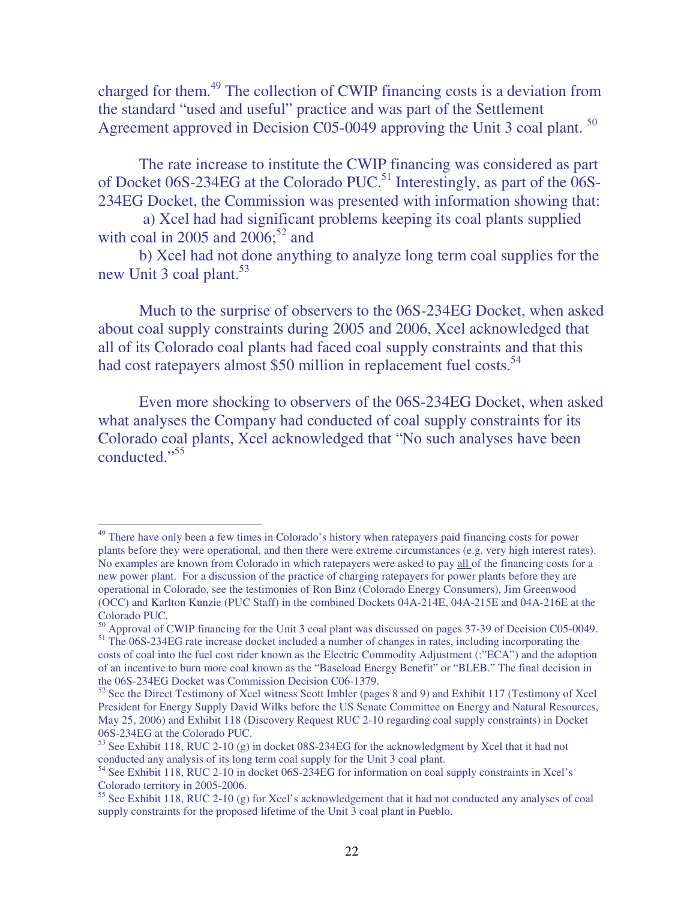charged for them.[49] The collection of CWIP financing costs is a deviation from the standard "used and useful" practice and was part of the Settlement Agreement approved in Decision C05-0049 approving the Unit 3 coal plant. [50]

The rate increase to institute the CWIP financing was considered as part of Docket 06S-234EG at the Colorado PUC.[51] Interestingly, as part of the 06S-234EG Docket, the Commission was presented with information showing that:

a) Xcel had had significant problems keeping its coal plants supplied with coal in 2005 and 2006;[52] and

b) Xcel had not done anything to analyze long term coal supplies for the new Unit 3 coal plant.[53]

Much to the surprise of observers to the 06S-234EG Docket, when asked about coal supply constraints during 2005 and 2006, Xcel acknowledged that all of its Colorado coal plants had faced coal supply constraints and that this had cost ratepayers almost $50 million in replacement fuel costs.[54]

Even more shocking to observers of the 06S-234EG Docket, when asked what analyses the Company had conducted of coal supply constraints for its Colorado coal plants, Xcel acknowledged that "No such analyses have been conducted."[55]

---

[49] There have only been a few times in Colorado's history when ratepayers paid financing costs for power plants before they were operational, and then there were extreme circumstances (e.g. very high interest rates). No examples are known from Colorado in which ratepayers were asked to pay <u>all</u> of the financing costs for a new power plant. For a discussion of the practice of charging ratepayers for power plants before they are operational in Colorado, see the testimonies of Ron Binz (Colorado Energy Consumers), Jim Greenwood (OCC) and Karlton Kunzie (PUC Staff) in the combined Dockets 04A-214E, 04A-215E and 04A-216E at the Colorado PUC.

[50] Approval of CWIP financing for the Unit 3 coal plant was discussed on pages 37-39 of Decision C05-0049.

[51] The 06S-234EG rate increase docket included a number of changes in rates, including incorporating the costs of coal into the fuel cost rider known as the Electric Commodity Adjustment (:"ECA") and the adoption of an incentive to burn more coal known as the "Baseload Energy Benefit" or "BLEB." The final decision in the 06S-234EG Docket was Commission Decision C06-1379.

[52] See the Direct Testimony of Xcel witness Scott Imbler (pages 8 and 9) and Exhibit 117 (Testimony of Xcel President for Energy Supply David Wilks before the US Senate Committee on Energy and Natural Resources, May 25, 2006) and Exhibit 118 (Discovery Request RUC 2-10 regarding coal supply constraints) in Docket 06S-234EG at the Colorado PUC.

[53] See Exhibit 118, RUC 2-10 (g) in docket 08S-234EG for the acknowledgment by Xcel that it had not conducted any analysis of its long term coal supply for the Unit 3 coal plant.

[54] See Exhibit 118, RUC 2-10 in docket 06S-234EG for information on coal supply constraints in Xcel's Colorado territory in 2005-2006.

[55] See Exhibit 118, RUC 2-10 (g) for Xcel's acknowledgement that it had not conducted any analyses of coal supply constraints for the proposed lifetime of the Unit 3 coal plant in Pueblo.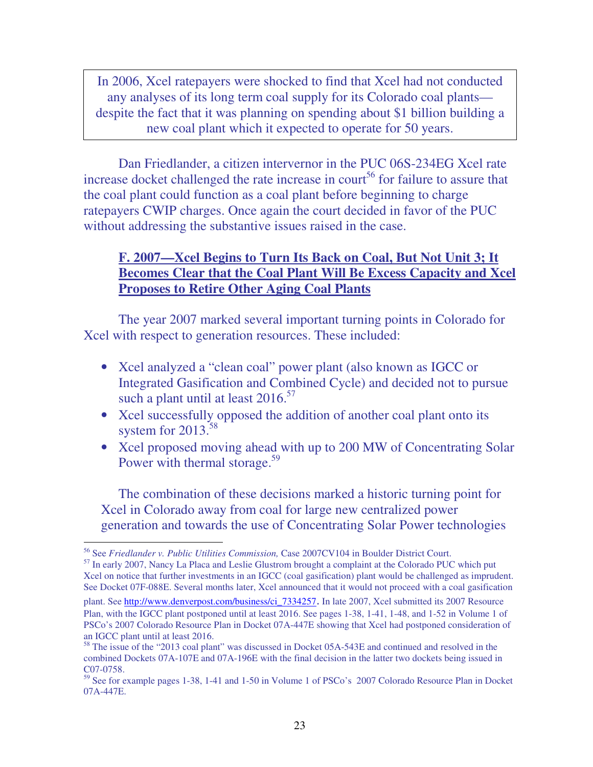In 2006, Xcel ratepayers were shocked to find that Xcel had not conducted any analyses of its long term coal supply for its Colorado coal plants—despite the fact that it was planning on spending about $1 billion building a new coal plant which it expected to operate for 50 years.

Dan Friedlander, a citizen intervenor in the PUC 06S-234EG Xcel rate increase docket challenged the rate increase in court[56] for failure to assure that the coal plant could function as a coal plant before beginning to charge ratepayers CWIP charges. Once again the court decided in favor of the PUC without addressing the substantive issues raised in the case.

### F. 2007—Xcel Begins to Turn Its Back on Coal, But Not Unit 3; It Becomes Clear that the Coal Plant Will Be Excess Capacity and Xcel Proposes to Retire Other Aging Coal Plants

The year 2007 marked several important turning points in Colorado for Xcel with respect to generation resources. These included:

- Xcel analyzed a "clean coal" power plant (also known as IGCC or Integrated Gasification and Combined Cycle) and decided not to pursue such a plant until at least 2016.[57]
- Xcel successfully opposed the addition of another coal plant onto its system for 2013.[58]
- Xcel proposed moving ahead with up to 200 MW of Concentrating Solar Power with thermal storage.[59]

The combination of these decisions marked a historic turning point for Xcel in Colorado away from coal for large new centralized power generation and towards the use of Concentrating Solar Power technologies

---

[56] See *Friedlander v. Public Utilities Commission,* Case 2007CV104 in Boulder District Court.

[57] In early 2007, Nancy La Placa and Leslie Glustrom brought a complaint at the Colorado PUC which put Xcel on notice that further investments in an IGCC (coal gasification) plant would be challenged as imprudent. See Docket 07F-088E. Several months later, Xcel announced that it would not proceed with a coal gasification plant. See http://www.denverpost.com/business/ci_7334257. In late 2007, Xcel submitted its 2007 Resource Plan, with the IGCC plant postponed until at least 2016. See pages 1-38, 1-41, 1-48, and 1-52 in Volume 1 of PSCo's 2007 Colorado Resource Plan in Docket 07A-447E showing that Xcel had postponed consideration of an IGCC plant until at least 2016.

[58] The issue of the "2013 coal plant" was discussed in Docket 05A-543E and continued and resolved in the combined Dockets 07A-107E and 07A-196E with the final decision in the latter two dockets being issued in C07-0758.

[59] See for example pages 1-38, 1-41 and 1-50 in Volume 1 of PSCo's 2007 Colorado Resource Plan in Docket 07A-447E.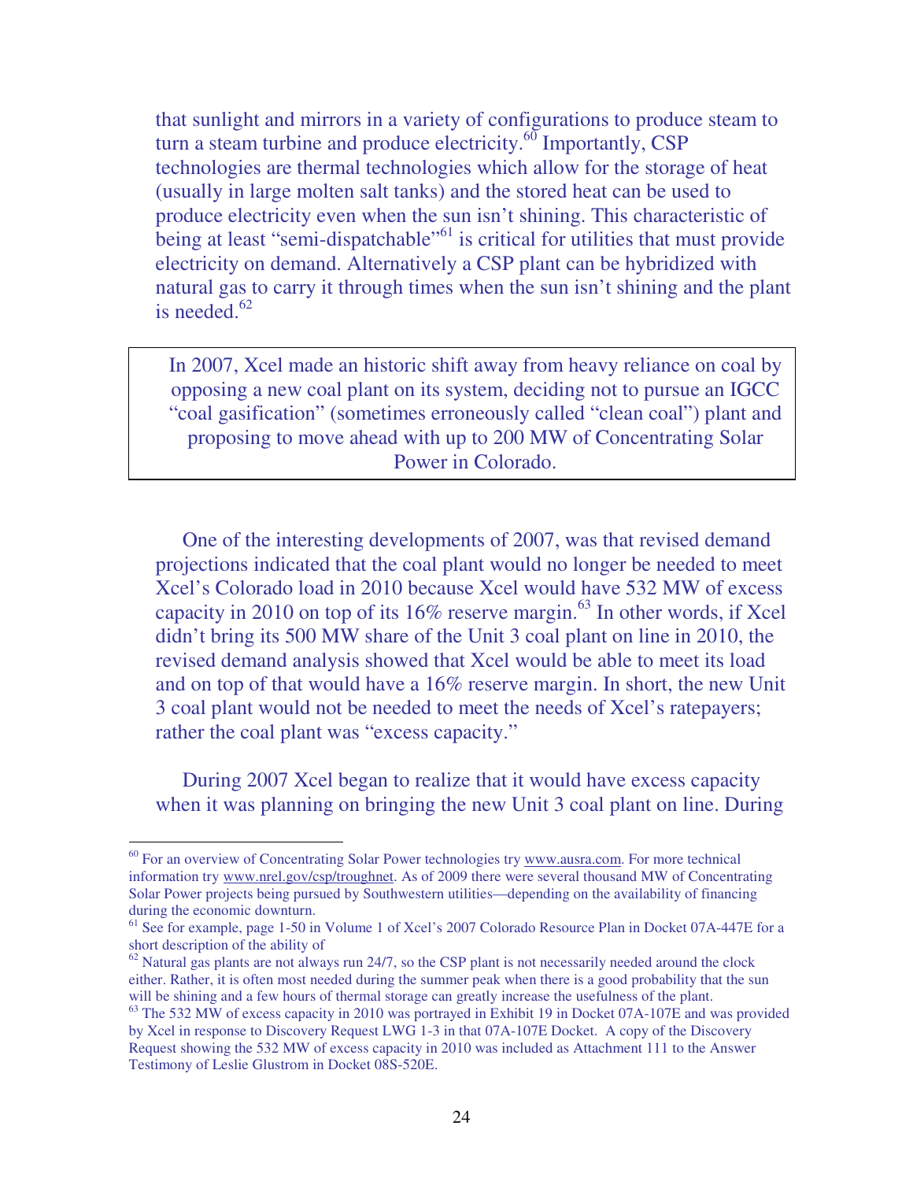that sunlight and mirrors in a variety of configurations to produce steam to turn a steam turbine and produce electricity.[60] Importantly, CSP technologies are thermal technologies which allow for the storage of heat (usually in large molten salt tanks) and the stored heat can be used to produce electricity even when the sun isn't shining. This characteristic of being at least "semi-dispatchable"[61] is critical for utilities that must provide electricity on demand. Alternatively a CSP plant can be hybridized with natural gas to carry it through times when the sun isn't shining and the plant is needed.[62]

> In 2007, Xcel made an historic shift away from heavy reliance on coal by opposing a new coal plant on its system, deciding not to pursue an IGCC "coal gasification" (sometimes erroneously called "clean coal") plant and proposing to move ahead with up to 200 MW of Concentrating Solar Power in Colorado.

One of the interesting developments of 2007, was that revised demand projections indicated that the coal plant would no longer be needed to meet Xcel's Colorado load in 2010 because Xcel would have 532 MW of excess capacity in 2010 on top of its 16% reserve margin.[63] In other words, if Xcel didn't bring its 500 MW share of the Unit 3 coal plant on line in 2010, the revised demand analysis showed that Xcel would be able to meet its load and on top of that would have a 16% reserve margin. In short, the new Unit 3 coal plant would not be needed to meet the needs of Xcel's ratepayers; rather the coal plant was "excess capacity."

During 2007 Xcel began to realize that it would have excess capacity when it was planning on bringing the new Unit 3 coal plant on line. During

---

[60] For an overview of Concentrating Solar Power technologies try www.ausra.com. For more technical information try www.nrel.gov/csp/troughnet. As of 2009 there were several thousand MW of Concentrating Solar Power projects being pursued by Southwestern utilities—depending on the availability of financing during the economic downturn.

[61] See for example, page 1-50 in Volume 1 of Xcel's 2007 Colorado Resource Plan in Docket 07A-447E for a short description of the ability of

[62] Natural gas plants are not always run 24/7, so the CSP plant is not necessarily needed around the clock either. Rather, it is often most needed during the summer peak when there is a good probability that the sun will be shining and a few hours of thermal storage can greatly increase the usefulness of the plant.

[63] The 532 MW of excess capacity in 2010 was portrayed in Exhibit 19 in Docket 07A-107E and was provided by Xcel in response to Discovery Request LWG 1-3 in that 07A-107E Docket. A copy of the Discovery Request showing the 532 MW of excess capacity in 2010 was included as Attachment 111 to the Answer Testimony of Leslie Glustrom in Docket 08S-520E.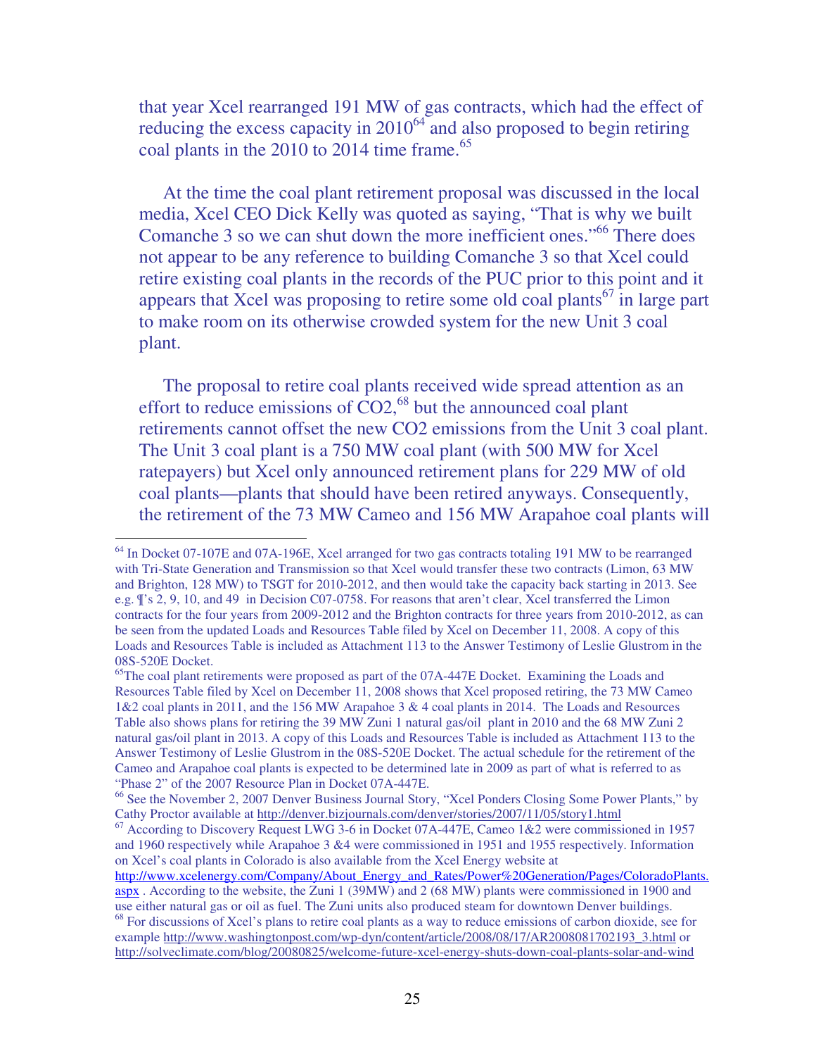that year Xcel rearranged 191 MW of gas contracts, which had the effect of reducing the excess capacity in 2010[64] and also proposed to begin retiring coal plants in the 2010 to 2014 time frame.[65]

At the time the coal plant retirement proposal was discussed in the local media, Xcel CEO Dick Kelly was quoted as saying, "That is why we built Comanche 3 so we can shut down the more inefficient ones."[66] There does not appear to be any reference to building Comanche 3 so that Xcel could retire existing coal plants in the records of the PUC prior to this point and it appears that Xcel was proposing to retire some old coal plants[67] in large part to make room on its otherwise crowded system for the new Unit 3 coal plant.

The proposal to retire coal plants received wide spread attention as an effort to reduce emissions of $CO_2$,[68] but the announced coal plant retirements cannot offset the new $CO_2$ emissions from the Unit 3 coal plant. The Unit 3 coal plant is a 750 MW coal plant (with 500 MW for Xcel ratepayers) but Xcel only announced retirement plans for 229 MW of old coal plants—plants that should have been retired anyways. Consequently, the retirement of the 73 MW Cameo and 156 MW Arapahoe coal plants will

---

[64] In Docket 07-107E and 07A-196E, Xcel arranged for two gas contracts totaling 191 MW to be rearranged with Tri-State Generation and Transmission so that Xcel would transfer these two contracts (Limon, 63 MW and Brighton, 128 MW) to TSGT for 2010-2012, and then would take the capacity back starting in 2013. See e.g. ¶'s 2, 9, 10, and 49 in Decision C07-0758. For reasons that aren't clear, Xcel transferred the Limon contracts for the four years from 2009-2012 and the Brighton contracts for three years from 2010-2012, as can be seen from the updated Loads and Resources Table filed by Xcel on December 11, 2008. A copy of this Loads and Resources Table is included as Attachment 113 to the Answer Testimony of Leslie Glustrom in the 08S-520E Docket.

[65] The coal plant retirements were proposed as part of the 07A-447E Docket. Examining the Loads and Resources Table filed by Xcel on December 11, 2008 shows that Xcel proposed retiring, the 73 MW Cameo 1&2 coal plants in 2011, and the 156 MW Arapahoe 3 & 4 coal plants in 2014. The Loads and Resources Table also shows plans for retiring the 39 MW Zuni 1 natural gas/oil plant in 2010 and the 68 MW Zuni 2 natural gas/oil plant in 2013. A copy of this Loads and Resources Table is included as Attachment 113 to the Answer Testimony of Leslie Glustrom in the 08S-520E Docket. The actual schedule for the retirement of the Cameo and Arapahoe coal plants is expected to be determined late in 2009 as part of what is referred to as "Phase 2" of the 2007 Resource Plan in Docket 07A-447E.

[66] See the November 2, 2007 Denver Business Journal Story, "Xcel Ponders Closing Some Power Plants," by Cathy Proctor available at http://denver.bizjournals.com/denver/stories/2007/11/05/story1.html

[67] According to Discovery Request LWG 3-6 in Docket 07A-447E, Cameo 1&2 were commissioned in 1957 and 1960 respectively while Arapahoe 3 &4 were commissioned in 1951 and 1955 respectively. Information on Xcel's coal plants in Colorado is also available from the Xcel Energy website at http://www.xcelenergy.com/Company/About_Energy_and_Rates/Power%20Generation/Pages/ColoradoPlants.aspx . According to the website, the Zuni 1 (39MW) and 2 (68 MW) plants were commissioned in 1900 and use either natural gas or oil as fuel. The Zuni units also produced steam for downtown Denver buildings.

[68] For discussions of Xcel's plans to retire coal plants as a way to reduce emissions of carbon dioxide, see for example http://www.washingtonpost.com/wp-dyn/content/article/2008/08/17/AR2008081702193_3.html or http://solveclimate.com/blog/20080825/welcome-future-xcel-energy-shuts-down-coal-plants-solar-and-wind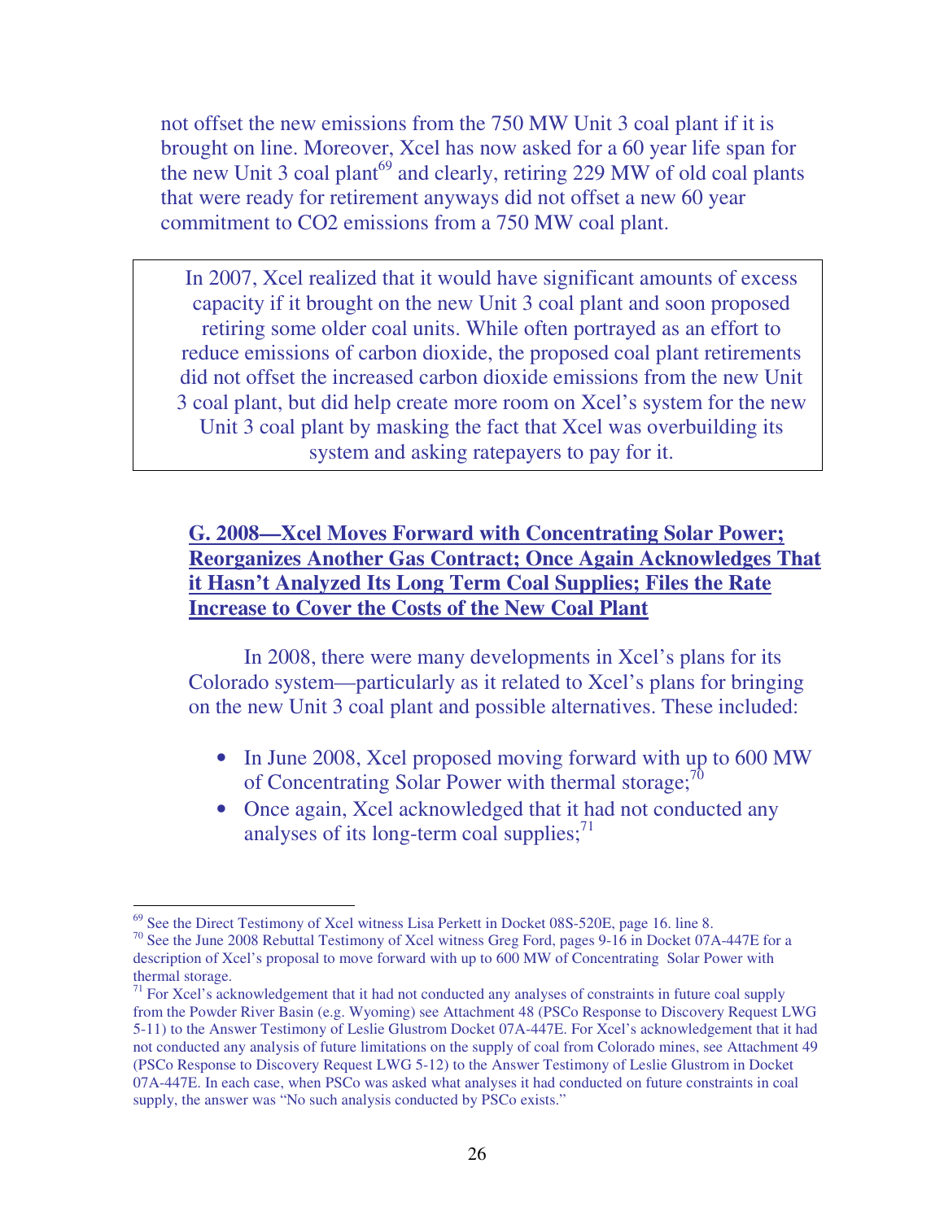not offset the new emissions from the 750 MW Unit 3 coal plant if it is brought on line. Moreover, Xcel has now asked for a 60 year life span for the new Unit 3 coal plant[69] and clearly, retiring 229 MW of old coal plants that were ready for retirement anyways did not offset a new 60 year commitment to CO2 emissions from a 750 MW coal plant.

> In 2007, Xcel realized that it would have significant amounts of excess capacity if it brought on the new Unit 3 coal plant and soon proposed retiring some older coal units. While often portrayed as an effort to reduce emissions of carbon dioxide, the proposed coal plant retirements did not offset the increased carbon dioxide emissions from the new Unit 3 coal plant, but did help create more room on Xcel's system for the new Unit 3 coal plant by masking the fact that Xcel was overbuilding its system and asking ratepayers to pay for it.

## G. 2008—Xcel Moves Forward with Concentrating Solar Power; Reorganizes Another Gas Contract; Once Again Acknowledges That it Hasn't Analyzed Its Long Term Coal Supplies; Files the Rate Increase to Cover the Costs of the New Coal Plant

In 2008, there were many developments in Xcel's plans for its Colorado system—particularly as it related to Xcel's plans for bringing on the new Unit 3 coal plant and possible alternatives. These included:

- In June 2008, Xcel proposed moving forward with up to 600 MW of Concentrating Solar Power with thermal storage;[70]
- Once again, Xcel acknowledged that it had not conducted any analyses of its long-term coal supplies;[71]

---

[69] See the Direct Testimony of Xcel witness Lisa Perkett in Docket 08S-520E, page 16. line 8.

[70] See the June 2008 Rebuttal Testimony of Xcel witness Greg Ford, pages 9-16 in Docket 07A-447E for a description of Xcel's proposal to move forward with up to 600 MW of Concentrating Solar Power with thermal storage.

[71] For Xcel's acknowledgement that it had not conducted any analyses of constraints in future coal supply from the Powder River Basin (e.g. Wyoming) see Attachment 48 (PSCo Response to Discovery Request LWG 5-11) to the Answer Testimony of Leslie Glustrom Docket 07A-447E. For Xcel's acknowledgement that it had not conducted any analysis of future limitations on the supply of coal from Colorado mines, see Attachment 49 (PSCo Response to Discovery Request LWG 5-12) to the Answer Testimony of Leslie Glustrom in Docket 07A-447E. In each case, when PSCo was asked what analyses it had conducted on future constraints in coal supply, the answer was "No such analysis conducted by PSCo exists."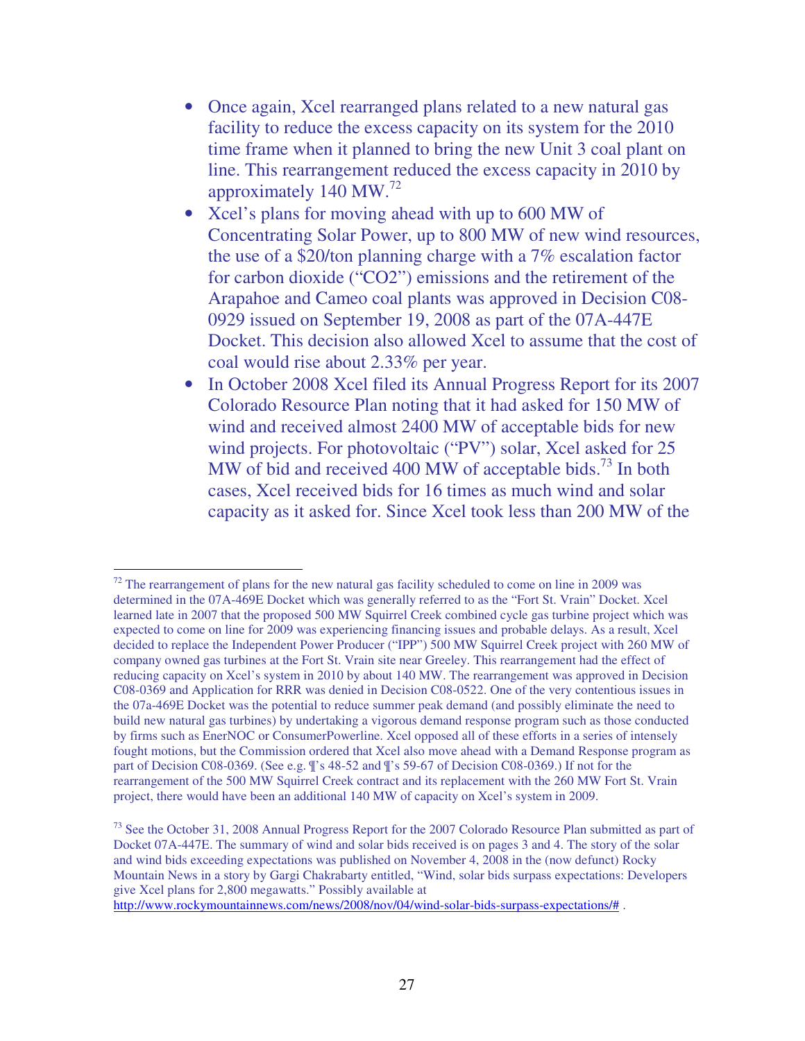- Once again, Xcel rearranged plans related to a new natural gas facility to reduce the excess capacity on its system for the 2010 time frame when it planned to bring the new Unit 3 coal plant on line. This rearrangement reduced the excess capacity in 2010 by approximately 140 MW.[72]
- Xcel's plans for moving ahead with up to 600 MW of Concentrating Solar Power, up to 800 MW of new wind resources, the use of a $20/ton planning charge with a 7% escalation factor for carbon dioxide ("CO2") emissions and the retirement of the Arapahoe and Cameo coal plants was approved in Decision C08-0929 issued on September 19, 2008 as part of the 07A-447E Docket. This decision also allowed Xcel to assume that the cost of coal would rise about 2.33% per year.
- In October 2008 Xcel filed its Annual Progress Report for its 2007 Colorado Resource Plan noting that it had asked for 150 MW of wind and received almost 2400 MW of acceptable bids for new wind projects. For photovoltaic ("PV") solar, Xcel asked for 25 MW of bid and received 400 MW of acceptable bids.[73] In both cases, Xcel received bids for 16 times as much wind and solar capacity as it asked for. Since Xcel took less than 200 MW of the

---

[72] The rearrangement of plans for the new natural gas facility scheduled to come on line in 2009 was determined in the 07A-469E Docket which was generally referred to as the "Fort St. Vrain" Docket. Xcel learned late in 2007 that the proposed 500 MW Squirrel Creek combined cycle gas turbine project which was expected to come on line for 2009 was experiencing financing issues and probable delays. As a result, Xcel decided to replace the Independent Power Producer ("IPP") 500 MW Squirrel Creek project with 260 MW of company owned gas turbines at the Fort St. Vrain site near Greeley. This rearrangement had the effect of reducing capacity on Xcel's system in 2010 by about 140 MW. The rearrangement was approved in Decision C08-0369 and Application for RRR was denied in Decision C08-0522. One of the very contentious issues in the 07a-469E Docket was the potential to reduce summer peak demand (and possibly eliminate the need to build new natural gas turbines) by undertaking a vigorous demand response program such as those conducted by firms such as EnerNOC or ConsumerPowerline. Xcel opposed all of these efforts in a series of intensely fought motions, but the Commission ordered that Xcel also move ahead with a Demand Response program as part of Decision C08-0369. (See e.g. ¶'s 48-52 and ¶'s 59-67 of Decision C08-0369.) If not for the rearrangement of the 500 MW Squirrel Creek contract and its replacement with the 260 MW Fort St. Vrain project, there would have been an additional 140 MW of capacity on Xcel's system in 2009.

[73] See the October 31, 2008 Annual Progress Report for the 2007 Colorado Resource Plan submitted as part of Docket 07A-447E. The summary of wind and solar bids received is on pages 3 and 4. The story of the solar and wind bids exceeding expectations was published on November 4, 2008 in the (now defunct) Rocky Mountain News in a story by Gargi Chakrabarty entitled, "Wind, solar bids surpass expectations: Developers give Xcel plans for 2,800 megawatts." Possibly available at http://www.rockymountainnews.com/news/2008/nov/04/wind-solar-bids-surpass-expectations/# .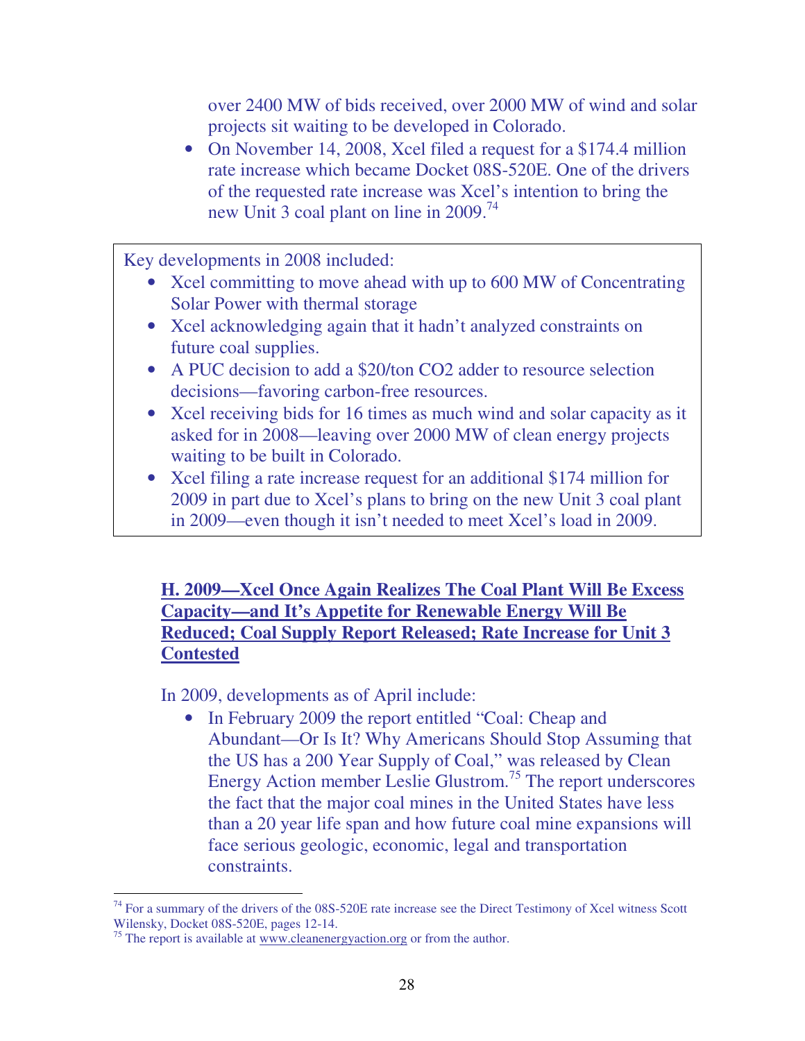over 2400 MW of bids received, over 2000 MW of wind and solar projects sit waiting to be developed in Colorado.

- On November 14, 2008, Xcel filed a request for a $174.4 million rate increase which became Docket 08S-520E. One of the drivers of the requested rate increase was Xcel's intention to bring the new Unit 3 coal plant on line in 2009.[74]

Key developments in 2008 included:

- Xcel committing to move ahead with up to 600 MW of Concentrating Solar Power with thermal storage
- Xcel acknowledging again that it hadn't analyzed constraints on future coal supplies.
- A PUC decision to add a $20/ton CO2 adder to resource selection decisions—favoring carbon-free resources.
- Xcel receiving bids for 16 times as much wind and solar capacity as it asked for in 2008—leaving over 2000 MW of clean energy projects waiting to be built in Colorado.
- Xcel filing a rate increase request for an additional $174 million for 2009 in part due to Xcel's plans to bring on the new Unit 3 coal plant in 2009—even though it isn't needed to meet Xcel's load in 2009.

## H. 2009—Xcel Once Again Realizes The Coal Plant Will Be Excess Capacity—and It's Appetite for Renewable Energy Will Be Reduced; Coal Supply Report Released; Rate Increase for Unit 3 Contested

In 2009, developments as of April include:

- In February 2009 the report entitled "Coal: Cheap and Abundant—Or Is It? Why Americans Should Stop Assuming that the US has a 200 Year Supply of Coal," was released by Clean Energy Action member Leslie Glustrom.[75] The report underscores the fact that the major coal mines in the United States have less than a 20 year life span and how future coal mine expansions will face serious geologic, economic, legal and transportation constraints.

[74] For a summary of the drivers of the 08S-520E rate increase see the Direct Testimony of Xcel witness Scott Wilensky, Docket 08S-520E, pages 12-14.

[75] The report is available at www.cleanenergyaction.org or from the author.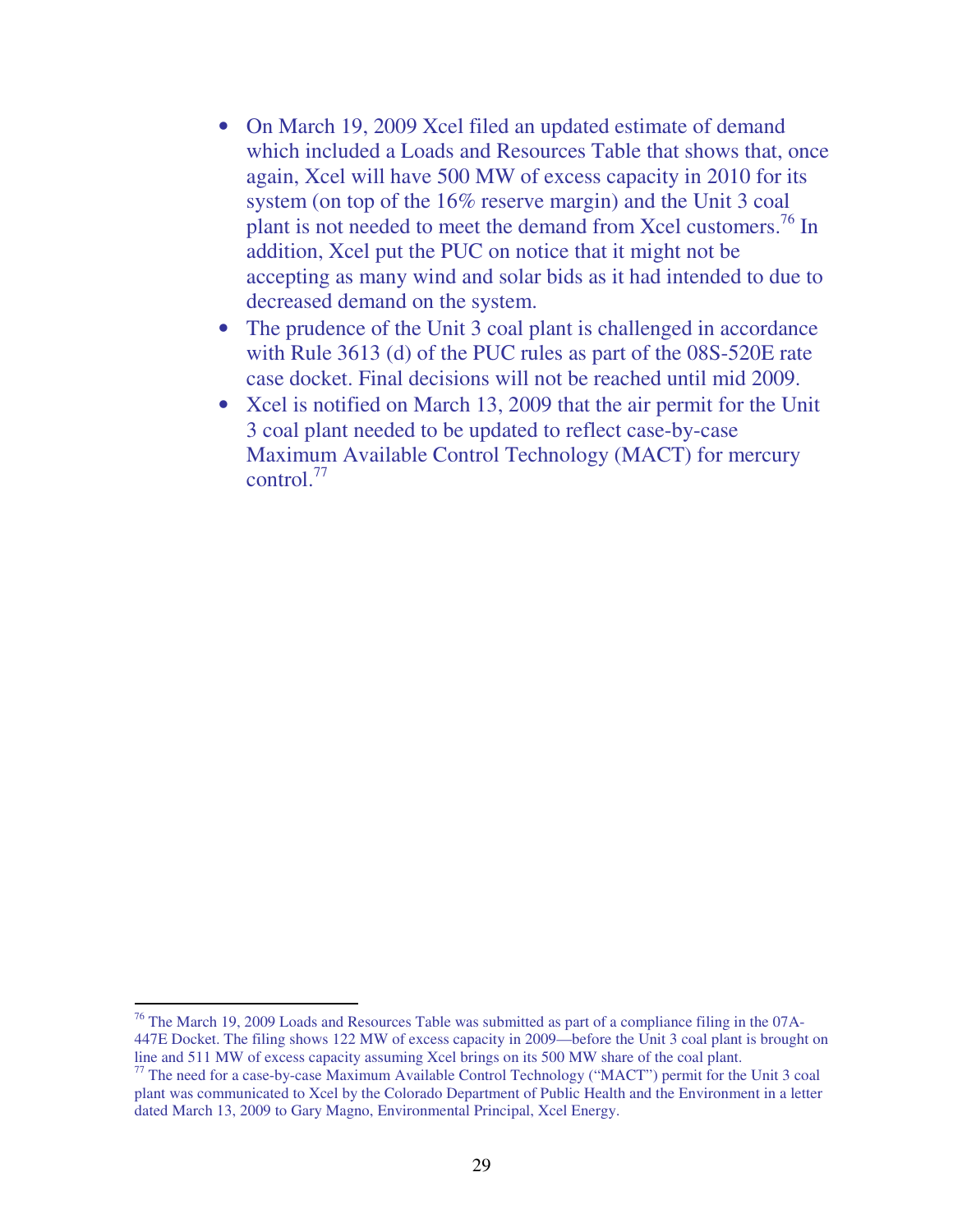- On March 19, 2009 Xcel filed an updated estimate of demand which included a Loads and Resources Table that shows that, once again, Xcel will have 500 MW of excess capacity in 2010 for its system (on top of the 16% reserve margin) and the Unit 3 coal plant is not needed to meet the demand from Xcel customers.[76] In addition, Xcel put the PUC on notice that it might not be accepting as many wind and solar bids as it had intended to due to decreased demand on the system.
- The prudence of the Unit 3 coal plant is challenged in accordance with Rule 3613 (d) of the PUC rules as part of the 08S-520E rate case docket. Final decisions will not be reached until mid 2009.
- Xcel is notified on March 13, 2009 that the air permit for the Unit 3 coal plant needed to be updated to reflect case-by-case Maximum Available Control Technology (MACT) for mercury control.[77]

---

[76] The March 19, 2009 Loads and Resources Table was submitted as part of a compliance filing in the 07A-447E Docket. The filing shows 122 MW of excess capacity in 2009—before the Unit 3 coal plant is brought on line and 511 MW of excess capacity assuming Xcel brings on its 500 MW share of the coal plant.

[77] The need for a case-by-case Maximum Available Control Technology ("MACT") permit for the Unit 3 coal plant was communicated to Xcel by the Colorado Department of Public Health and the Environment in a letter dated March 13, 2009 to Gary Magno, Environmental Principal, Xcel Energy.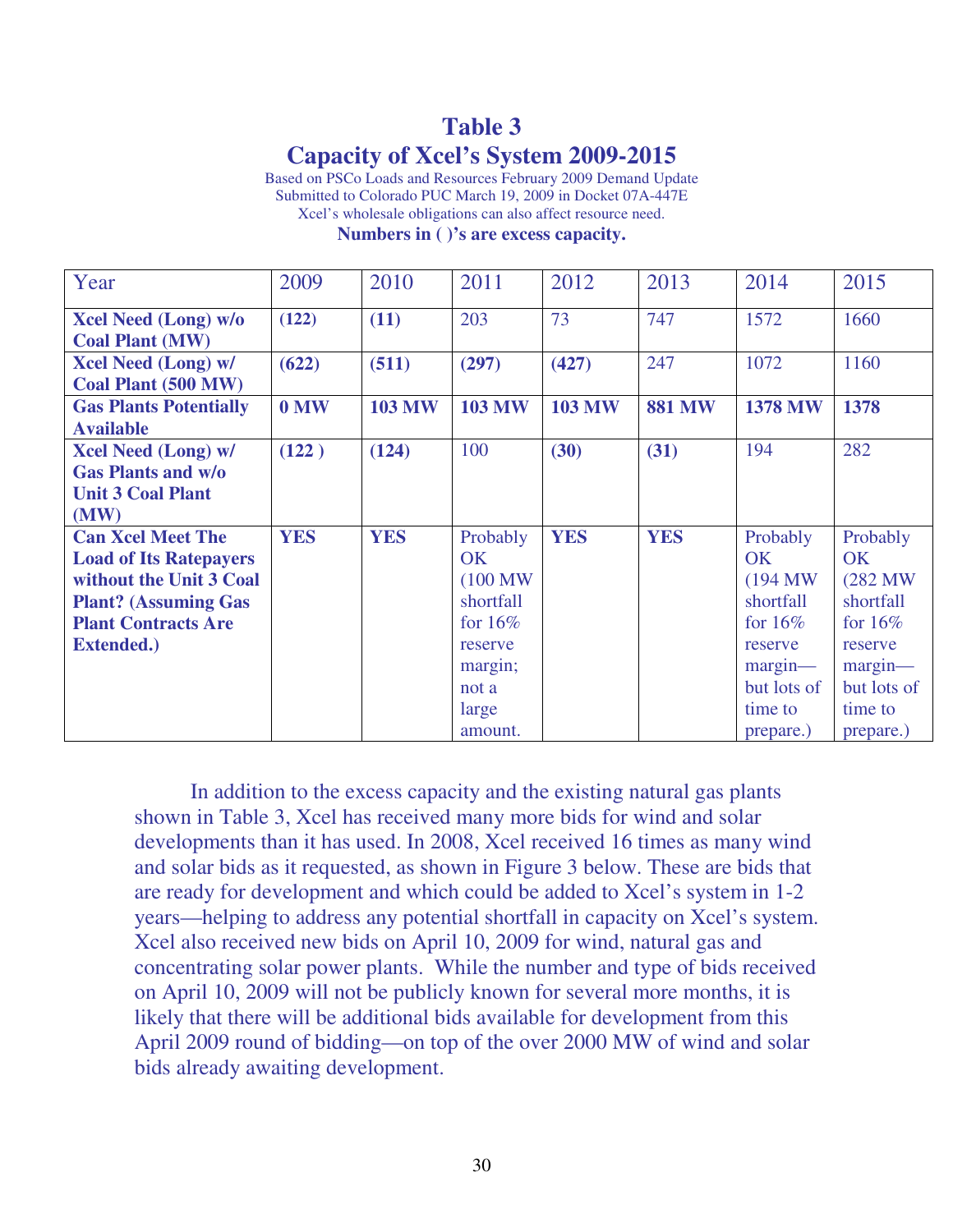## Table 3
## Capacity of Xcel's System 2009-2015

Based on PSCo Loads and Resources February 2009 Demand Update
Submitted to Colorado PUC March 19, 2009 in Docket 07A-447E
Xcel's wholesale obligations can also affect resource need.

**Numbers in ( )'s are excess capacity.**

| Year | 2009 | 2010 | 2011 | 2012 | 2013 | 2014 | 2015 |
|---|---|---|---|---|---|---|---|
| **Xcel Need (Long) w/o Coal Plant (MW)** | **(122)** | **(11)** | 203 | 73 | 747 | 1572 | 1660 |
| **Xcel Need (Long) w/ Coal Plant (500 MW)** | **(622)** | **(511)** | **(297)** | **(427)** | 247 | 1072 | 1160 |
| **Gas Plants Potentially Available** | **0 MW** | **103 MW** | **103 MW** | **103 MW** | **881 MW** | **1378 MW** | **1378** |
| **Xcel Need (Long) w/ Gas Plants and w/o Unit 3 Coal Plant (MW)** | **(122 )** | **(124)** | 100 | **(30)** | **(31)** | 194 | 282 |
| **Can Xcel Meet The Load of Its Ratepayers without the Unit 3 Coal Plant? (Assuming Gas Plant Contracts Are Extended.)** | **YES** | **YES** | Probably OK (100 MW shortfall for 16% reserve margin; not a large amount. | **YES** | **YES** | Probably OK (194 MW shortfall for 16% reserve margin—but lots of time to prepare.) | Probably OK (282 MW shortfall for 16% reserve margin—but lots of time to prepare.) |

In addition to the excess capacity and the existing natural gas plants shown in Table 3, Xcel has received many more bids for wind and solar developments than it has used. In 2008, Xcel received 16 times as many wind and solar bids as it requested, as shown in Figure 3 below. These are bids that are ready for development and which could be added to Xcel's system in 1-2 years—helping to address any potential shortfall in capacity on Xcel's system. Xcel also received new bids on April 10, 2009 for wind, natural gas and concentrating solar power plants. While the number and type of bids received on April 10, 2009 will not be publicly known for several more months, it is likely that there will be additional bids available for development from this April 2009 round of bidding—on top of the over 2000 MW of wind and solar bids already awaiting development.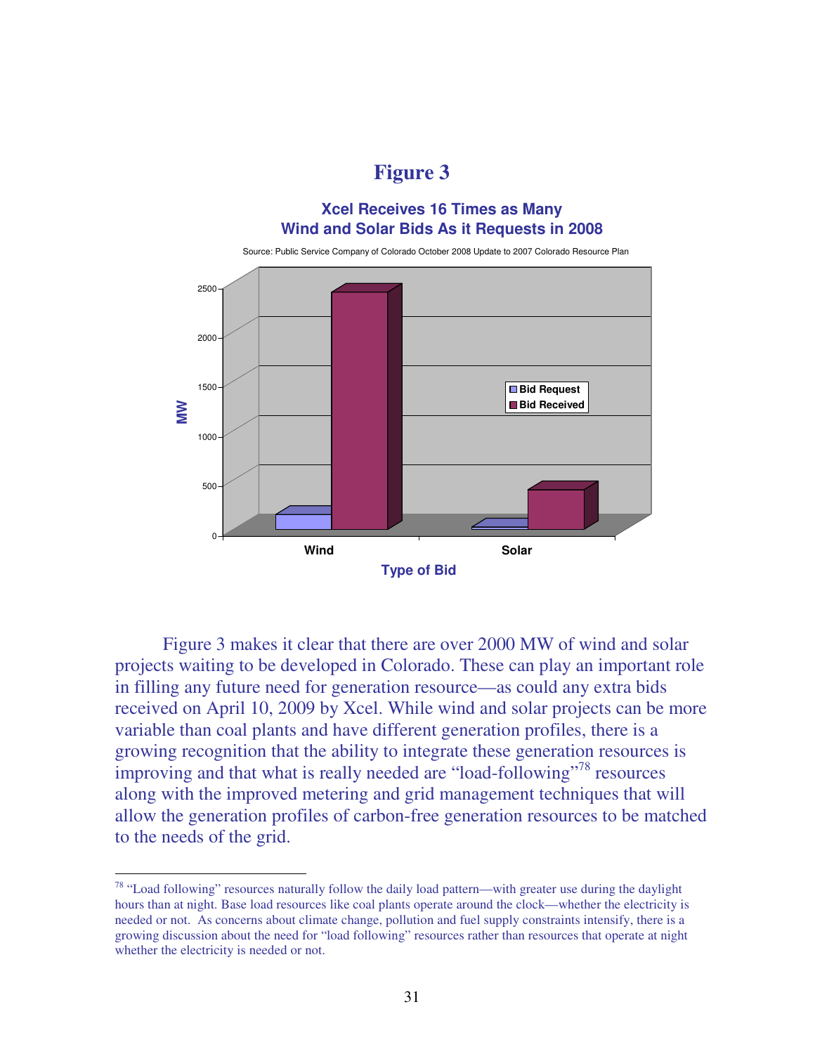## Figure 3

**Xcel Receives 16 Times as Many Wind and Solar Bids As it Requests in 2008**

Source: Public Service Company of Colorado October 2008 Update to 2007 Colorado Resource Plan

Figure 3 makes it clear that there are over 2000 MW of wind and solar projects waiting to be developed in Colorado. These can play an important role in filling any future need for generation resource—as could any extra bids received on April 10, 2009 by Xcel. While wind and solar projects can be more variable than coal plants and have different generation profiles, there is a growing recognition that the ability to integrate these generation resources is improving and that what is really needed are "load-following"[78] resources along with the improved metering and grid management techniques that will allow the generation profiles of carbon-free generation resources to be matched to the needs of the grid.

---

[78] "Load following" resources naturally follow the daily load pattern—with greater use during the daylight hours than at night. Base load resources like coal plants operate around the clock—whether the electricity is needed or not. As concerns about climate change, pollution and fuel supply constraints intensify, there is a growing discussion about the need for "load following" resources rather than resources that operate at night whether the electricity is needed or not.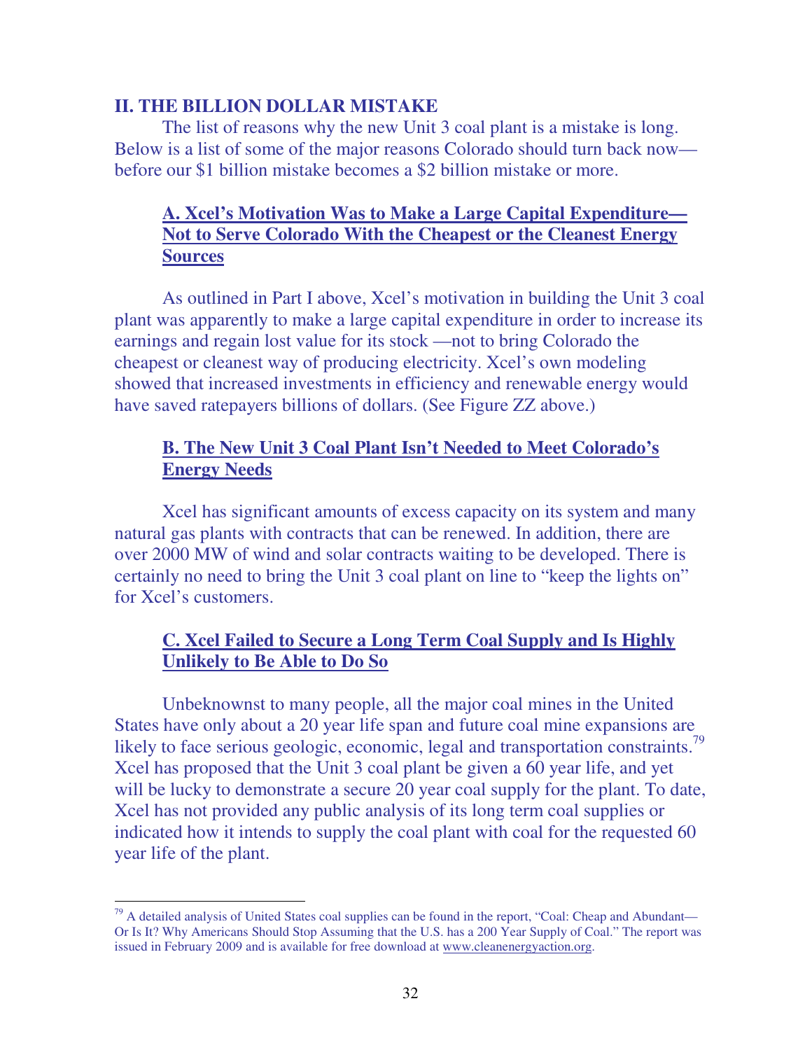## II. THE BILLION DOLLAR MISTAKE

The list of reasons why the new Unit 3 coal plant is a mistake is long. Below is a list of some of the major reasons Colorado should turn back now—before our $1 billion mistake becomes a $2 billion mistake or more.

### A. Xcel's Motivation Was to Make a Large Capital Expenditure—Not to Serve Colorado With the Cheapest or the Cleanest Energy Sources

As outlined in Part I above, Xcel's motivation in building the Unit 3 coal plant was apparently to make a large capital expenditure in order to increase its earnings and regain lost value for its stock —not to bring Colorado the cheapest or cleanest way of producing electricity. Xcel's own modeling showed that increased investments in efficiency and renewable energy would have saved ratepayers billions of dollars. (See Figure ZZ above.)

### B. The New Unit 3 Coal Plant Isn't Needed to Meet Colorado's Energy Needs

Xcel has significant amounts of excess capacity on its system and many natural gas plants with contracts that can be renewed. In addition, there are over 2000 MW of wind and solar contracts waiting to be developed. There is certainly no need to bring the Unit 3 coal plant on line to "keep the lights on" for Xcel's customers.

### C. Xcel Failed to Secure a Long Term Coal Supply and Is Highly Unlikely to Be Able to Do So

Unbeknownst to many people, all the major coal mines in the United States have only about a 20 year life span and future coal mine expansions are likely to face serious geologic, economic, legal and transportation constraints.[79] Xcel has proposed that the Unit 3 coal plant be given a 60 year life, and yet will be lucky to demonstrate a secure 20 year coal supply for the plant. To date, Xcel has not provided any public analysis of its long term coal supplies or indicated how it intends to supply the coal plant with coal for the requested 60 year life of the plant.

---

[79] A detailed analysis of United States coal supplies can be found in the report, "Coal: Cheap and Abundant—Or Is It? Why Americans Should Stop Assuming that the U.S. has a 200 Year Supply of Coal." The report was issued in February 2009 and is available for free download at www.cleanenergyaction.org.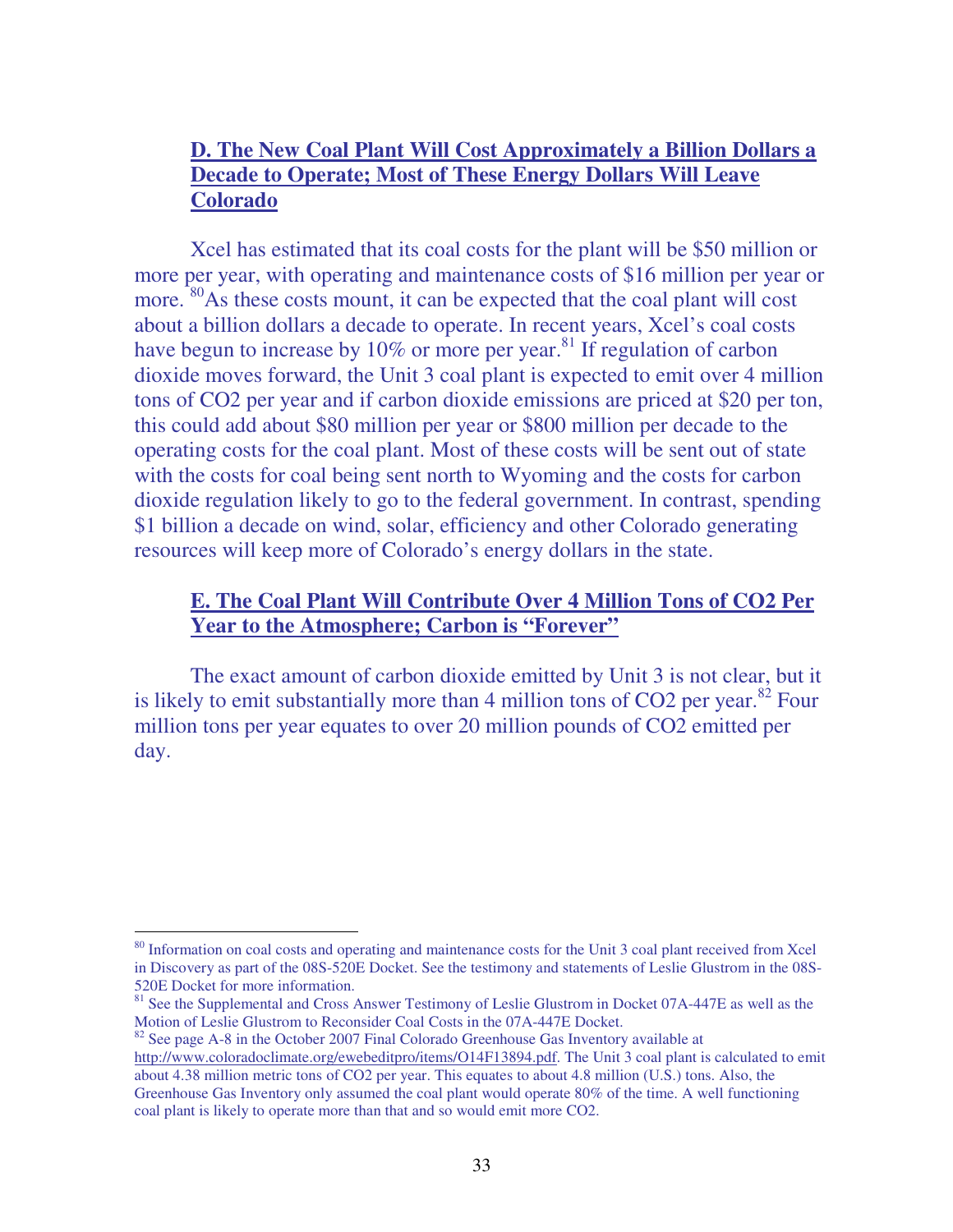## D. The New Coal Plant Will Cost Approximately a Billion Dollars a Decade to Operate; Most of These Energy Dollars Will Leave Colorado

Xcel has estimated that its coal costs for the plant will be $50 million or more per year, with operating and maintenance costs of $16 million per year or more.[80] As these costs mount, it can be expected that the coal plant will cost about a billion dollars a decade to operate. In recent years, Xcel's coal costs have begun to increase by 10% or more per year.[81] If regulation of carbon dioxide moves forward, the Unit 3 coal plant is expected to emit over 4 million tons of CO2 per year and if carbon dioxide emissions are priced at $20 per ton, this could add about $80 million per year or $800 million per decade to the operating costs for the coal plant. Most of these costs will be sent out of state with the costs for coal being sent north to Wyoming and the costs for carbon dioxide regulation likely to go to the federal government. In contrast, spending $1 billion a decade on wind, solar, efficiency and other Colorado generating resources will keep more of Colorado's energy dollars in the state.

## E. The Coal Plant Will Contribute Over 4 Million Tons of CO2 Per Year to the Atmosphere; Carbon is "Forever"

The exact amount of carbon dioxide emitted by Unit 3 is not clear, but it is likely to emit substantially more than 4 million tons of CO2 per year.[82] Four million tons per year equates to over 20 million pounds of CO2 emitted per day.

---

[80] Information on coal costs and operating and maintenance costs for the Unit 3 coal plant received from Xcel in Discovery as part of the 08S-520E Docket. See the testimony and statements of Leslie Glustrom in the 08S-520E Docket for more information.

[81] See the Supplemental and Cross Answer Testimony of Leslie Glustrom in Docket 07A-447E as well as the Motion of Leslie Glustrom to Reconsider Coal Costs in the 07A-447E Docket.

[82] See page A-8 in the October 2007 Final Colorado Greenhouse Gas Inventory available at http://www.coloradoclimate.org/ewebeditpro/items/O14F13894.pdf. The Unit 3 coal plant is calculated to emit about 4.38 million metric tons of CO2 per year. This equates to about 4.8 million (U.S.) tons. Also, the Greenhouse Gas Inventory only assumed the coal plant would operate 80% of the time. A well functioning coal plant is likely to operate more than that and so would emit more CO2.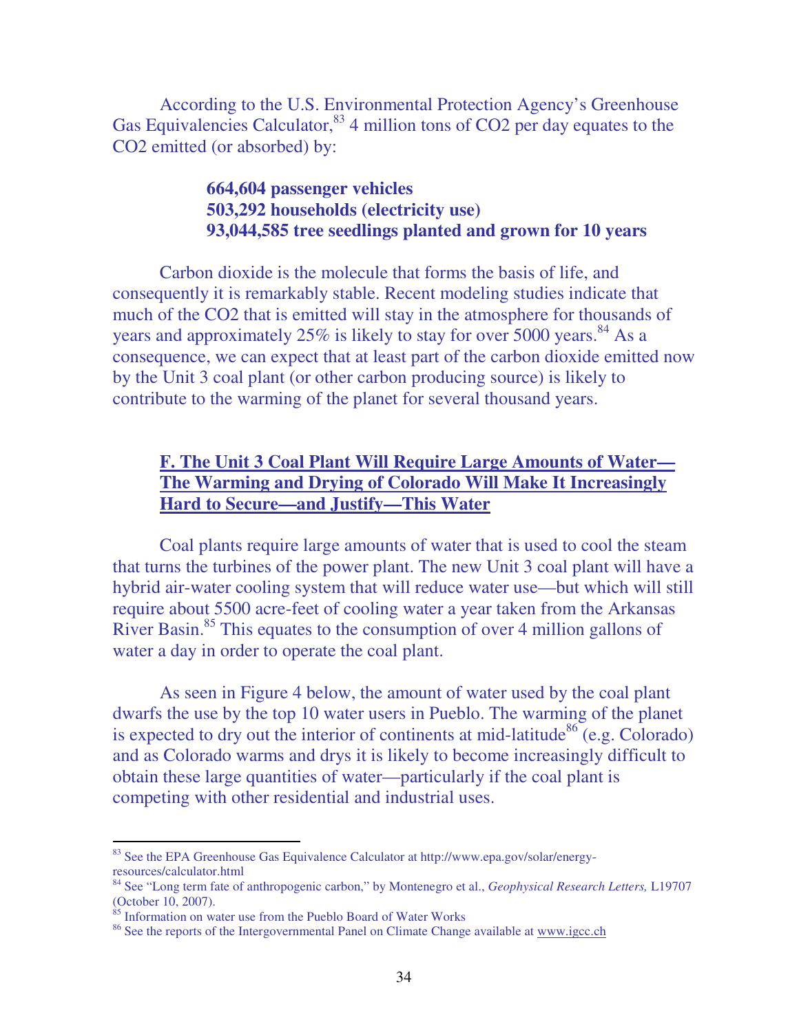According to the U.S. Environmental Protection Agency's Greenhouse Gas Equivalencies Calculator,[83] 4 million tons of $CO_2$ per day equates to the $CO_2$ emitted (or absorbed) by:

**664,604 passenger vehicles**
**503,292 households (electricity use)**
**93,044,585 tree seedlings planted and grown for 10 years**

Carbon dioxide is the molecule that forms the basis of life, and consequently it is remarkably stable. Recent modeling studies indicate that much of the $CO_2$ that is emitted will stay in the atmosphere for thousands of years and approximately 25% is likely to stay for over 5000 years.[84] As a consequence, we can expect that at least part of the carbon dioxide emitted now by the Unit 3 coal plant (or other carbon producing source) is likely to contribute to the warming of the planet for several thousand years.

### F. The Unit 3 Coal Plant Will Require Large Amounts of Water—The Warming and Drying of Colorado Will Make It Increasingly Hard to Secure—and Justify—This Water

Coal plants require large amounts of water that is used to cool the steam that turns the turbines of the power plant. The new Unit 3 coal plant will have a hybrid air-water cooling system that will reduce water use—but which will still require about 5500 acre-feet of cooling water a year taken from the Arkansas River Basin.[85] This equates to the consumption of over 4 million gallons of water a day in order to operate the coal plant.

As seen in Figure 4 below, the amount of water used by the coal plant dwarfs the use by the top 10 water users in Pueblo. The warming of the planet is expected to dry out the interior of continents at mid-latitude[86] (e.g. Colorado) and as Colorado warms and drys it is likely to become increasingly difficult to obtain these large quantities of water—particularly if the coal plant is competing with other residential and industrial uses.

---

[83] See the EPA Greenhouse Gas Equivalence Calculator at http://www.epa.gov/solar/energy-resources/calculator.html

[84] See "Long term fate of anthropogenic carbon," by Montenegro et al., *Geophysical Research Letters,* L19707 (October 10, 2007).

[85] Information on water use from the Pueblo Board of Water Works

[86] See the reports of the Intergovernmental Panel on Climate Change available at www.igcc.ch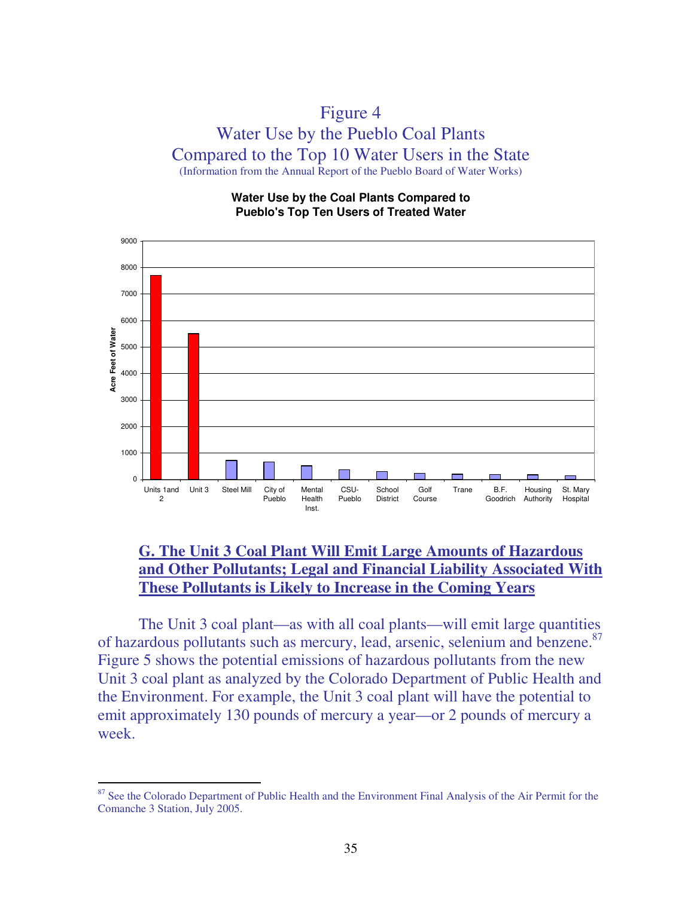Figure 4

Water Use by the Pueblo Coal Plants Compared to the Top 10 Water Users in the State

(Information from the Annual Report of the Pueblo Board of Water Works)

**Water Use by the Coal Plants Compared to Pueblo's Top Ten Users of Treated Water**

## G. The Unit 3 Coal Plant Will Emit Large Amounts of Hazardous and Other Pollutants; Legal and Financial Liability Associated With These Pollutants is Likely to Increase in the Coming Years

The Unit 3 coal plant—as with all coal plants—will emit large quantities of hazardous pollutants such as mercury, lead, arsenic, selenium and benzene.[87] Figure 5 shows the potential emissions of hazardous pollutants from the new Unit 3 coal plant as analyzed by the Colorado Department of Public Health and the Environment. For example, the Unit 3 coal plant will have the potential to emit approximately 130 pounds of mercury a year—or 2 pounds of mercury a week.

---

[87] See the Colorado Department of Public Health and the Environment Final Analysis of the Air Permit for the Comanche 3 Station, July 2005.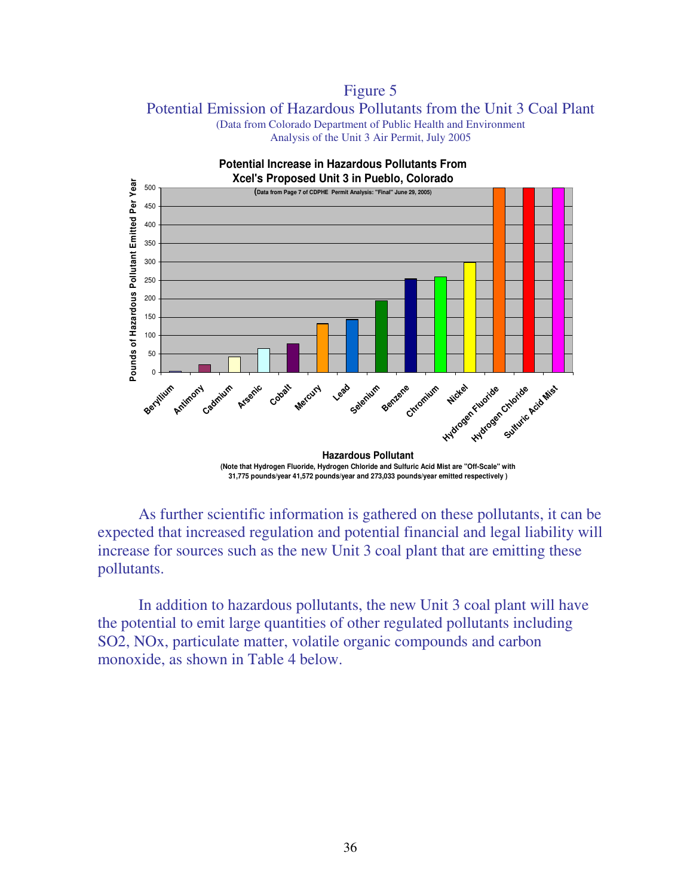Figure 5
Potential Emission of Hazardous Pollutants from the Unit 3 Coal Plant
(Data from Colorado Department of Public Health and Environment Analysis of the Unit 3 Air Permit, July 2005

**Potential Increase in Hazardous Pollutants From Xcel's Proposed Unit 3 in Pueblo, Colorado**

(Data from Page 7 of CDPHE Permit Analysis: "Final" June 29, 2005)

(Note that Hydrogen Fluoride, Hydrogen Chloride and Sulfuric Acid Mist are "Off-Scale" with 31,775 pounds/year 41,572 pounds/year and 273,033 pounds/year emitted respectively )

As further scientific information is gathered on these pollutants, it can be expected that increased regulation and potential financial and legal liability will increase for sources such as the new Unit 3 coal plant that are emitting these pollutants.

In addition to hazardous pollutants, the new Unit 3 coal plant will have the potential to emit large quantities of other regulated pollutants including SO2, NOx, particulate matter, volatile organic compounds and carbon monoxide, as shown in Table 4 below.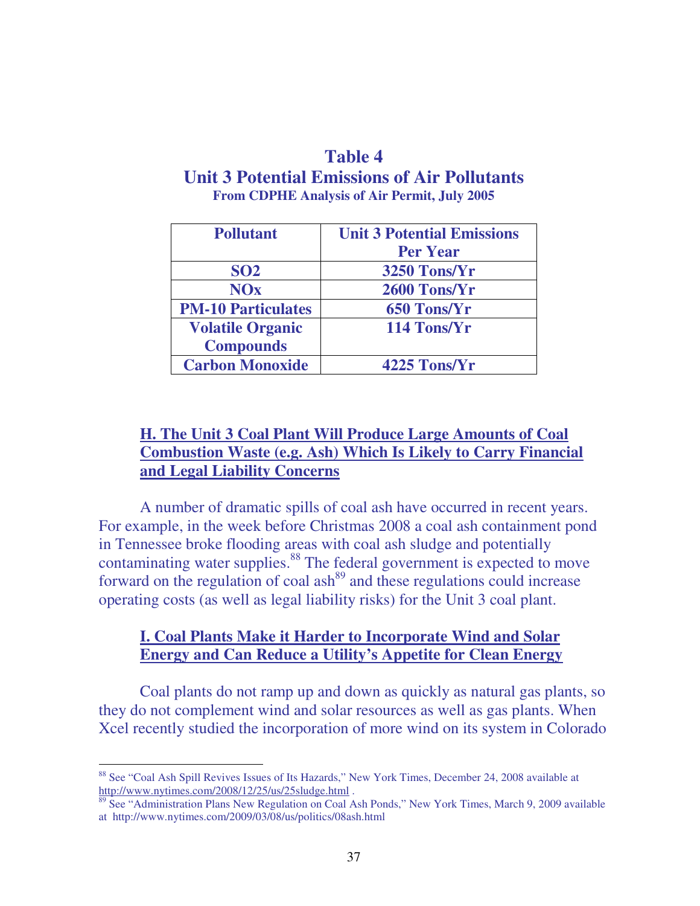## Table 4
## Unit 3 Potential Emissions of Air Pollutants
**From CDPHE Analysis of Air Permit, July 2005**

| Pollutant | Unit 3 Potential Emissions Per Year |
|---|---|
| SO2 | 3250 Tons/Yr |
| NOx | 2600 Tons/Yr |
| PM-10 Particulates | 650 Tons/Yr |
| Volatile Organic Compounds | 114 Tons/Yr |
| Carbon Monoxide | 4225 Tons/Yr |

### H. The Unit 3 Coal Plant Will Produce Large Amounts of Coal Combustion Waste (e.g. Ash) Which Is Likely to Carry Financial and Legal Liability Concerns

A number of dramatic spills of coal ash have occurred in recent years. For example, in the week before Christmas 2008 a coal ash containment pond in Tennessee broke flooding areas with coal ash sludge and potentially contaminating water supplies.[88] The federal government is expected to move forward on the regulation of coal ash[89] and these regulations could increase operating costs (as well as legal liability risks) for the Unit 3 coal plant.

### I. Coal Plants Make it Harder to Incorporate Wind and Solar Energy and Can Reduce a Utility's Appetite for Clean Energy

Coal plants do not ramp up and down as quickly as natural gas plants, so they do not complement wind and solar resources as well as gas plants. When Xcel recently studied the incorporation of more wind on its system in Colorado

---

[88] See "Coal Ash Spill Revives Issues of Its Hazards," New York Times, December 24, 2008 available at http://www.nytimes.com/2008/12/25/us/25sludge.html .

[89] See "Administration Plans New Regulation on Coal Ash Ponds," New York Times, March 9, 2009 available at http://www.nytimes.com/2009/03/08/us/politics/08ash.html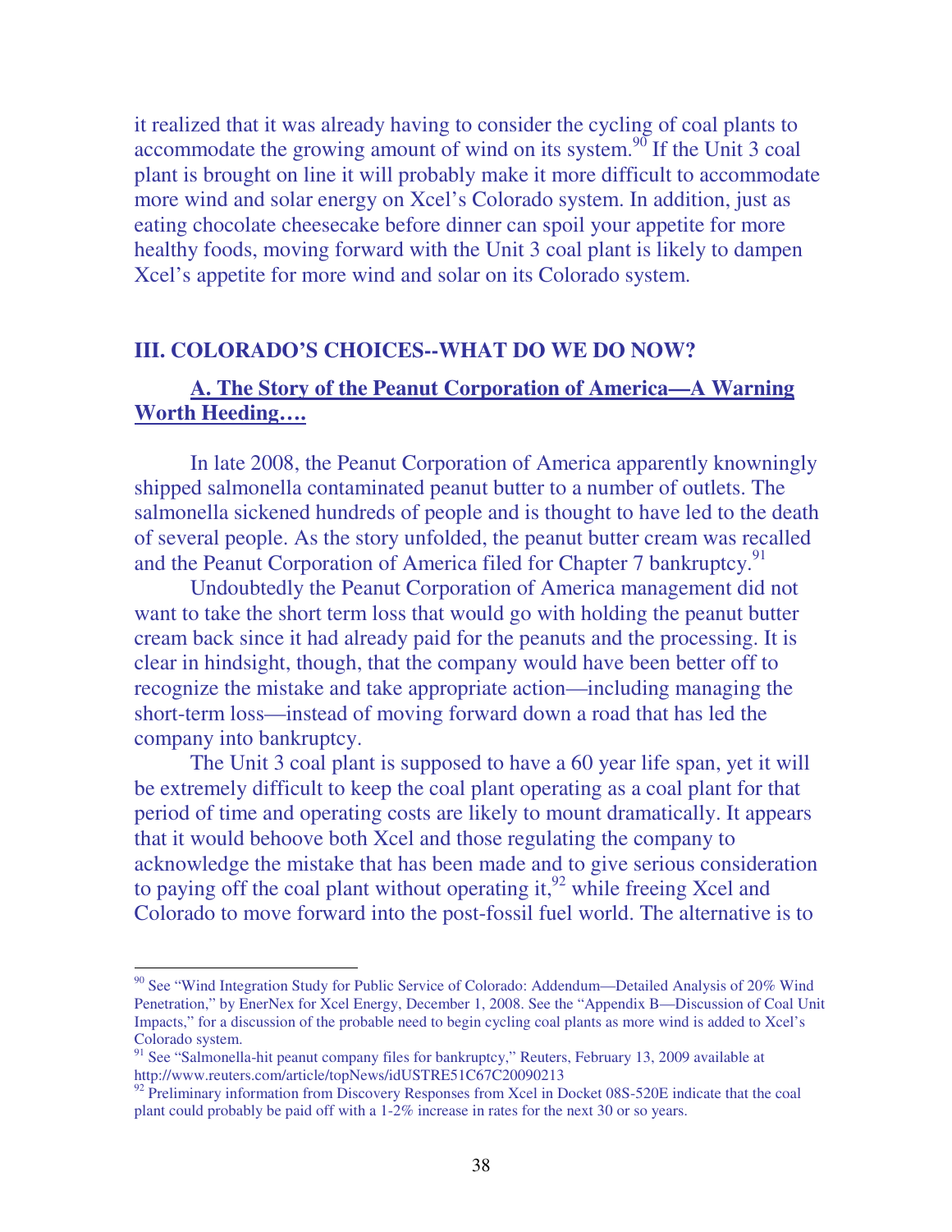it realized that it was already having to consider the cycling of coal plants to accommodate the growing amount of wind on its system.[90] If the Unit 3 coal plant is brought on line it will probably make it more difficult to accommodate more wind and solar energy on Xcel's Colorado system. In addition, just as eating chocolate cheesecake before dinner can spoil your appetite for more healthy foods, moving forward with the Unit 3 coal plant is likely to dampen Xcel's appetite for more wind and solar on its Colorado system.

## III. COLORADO'S CHOICES--WHAT DO WE DO NOW?

### A. The Story of the Peanut Corporation of America—A Warning Worth Heeding….

In late 2008, the Peanut Corporation of America apparently knowningly shipped salmonella contaminated peanut butter to a number of outlets. The salmonella sickened hundreds of people and is thought to have led to the death of several people. As the story unfolded, the peanut butter cream was recalled and the Peanut Corporation of America filed for Chapter 7 bankruptcy.[91]

Undoubtedly the Peanut Corporation of America management did not want to take the short term loss that would go with holding the peanut butter cream back since it had already paid for the peanuts and the processing. It is clear in hindsight, though, that the company would have been better off to recognize the mistake and take appropriate action—including managing the short-term loss—instead of moving forward down a road that has led the company into bankruptcy.

The Unit 3 coal plant is supposed to have a 60 year life span, yet it will be extremely difficult to keep the coal plant operating as a coal plant for that period of time and operating costs are likely to mount dramatically. It appears that it would behoove both Xcel and those regulating the company to acknowledge the mistake that has been made and to give serious consideration to paying off the coal plant without operating it,[92] while freeing Xcel and Colorado to move forward into the post-fossil fuel world. The alternative is to

---

[90] See "Wind Integration Study for Public Service of Colorado: Addendum—Detailed Analysis of 20% Wind Penetration," by EnerNex for Xcel Energy, December 1, 2008. See the "Appendix B—Discussion of Coal Unit Impacts," for a discussion of the probable need to begin cycling coal plants as more wind is added to Xcel's Colorado system.

[91] See "Salmonella-hit peanut company files for bankruptcy," Reuters, February 13, 2009 available at http://www.reuters.com/article/topNews/idUSTRE51C67C20090213

[92] Preliminary information from Discovery Responses from Xcel in Docket 08S-520E indicate that the coal plant could probably be paid off with a 1-2% increase in rates for the next 30 or so years.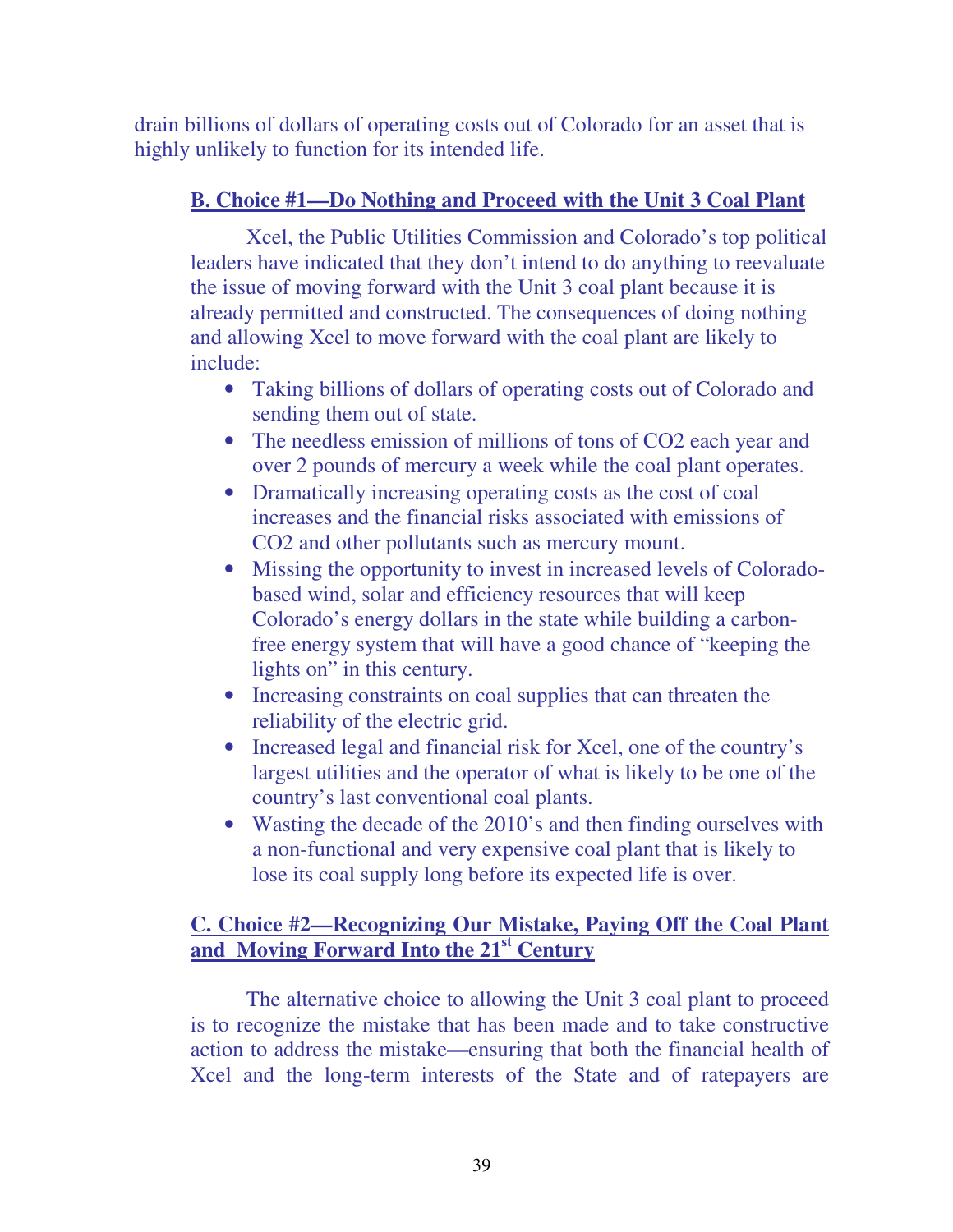drain billions of dollars of operating costs out of Colorado for an asset that is highly unlikely to function for its intended life.

### B. Choice #1—Do Nothing and Proceed with the Unit 3 Coal Plant

Xcel, the Public Utilities Commission and Colorado's top political leaders have indicated that they don't intend to do anything to reevaluate the issue of moving forward with the Unit 3 coal plant because it is already permitted and constructed. The consequences of doing nothing and allowing Xcel to move forward with the coal plant are likely to include:

- Taking billions of dollars of operating costs out of Colorado and sending them out of state.
- The needless emission of millions of tons of $CO_2$ each year and over 2 pounds of mercury a week while the coal plant operates.
- Dramatically increasing operating costs as the cost of coal increases and the financial risks associated with emissions of $CO_2$ and other pollutants such as mercury mount.
- Missing the opportunity to invest in increased levels of Colorado-based wind, solar and efficiency resources that will keep Colorado's energy dollars in the state while building a carbon-free energy system that will have a good chance of "keeping the lights on" in this century.
- Increasing constraints on coal supplies that can threaten the reliability of the electric grid.
- Increased legal and financial risk for Xcel, one of the country's largest utilities and the operator of what is likely to be one of the country's last conventional coal plants.
- Wasting the decade of the 2010's and then finding ourselves with a non-functional and very expensive coal plant that is likely to lose its coal supply long before its expected life is over.

### C. Choice #2—Recognizing Our Mistake, Paying Off the Coal Plant and Moving Forward Into the 21st Century

The alternative choice to allowing the Unit 3 coal plant to proceed is to recognize the mistake that has been made and to take constructive action to address the mistake—ensuring that both the financial health of Xcel and the long-term interests of the State and of ratepayers are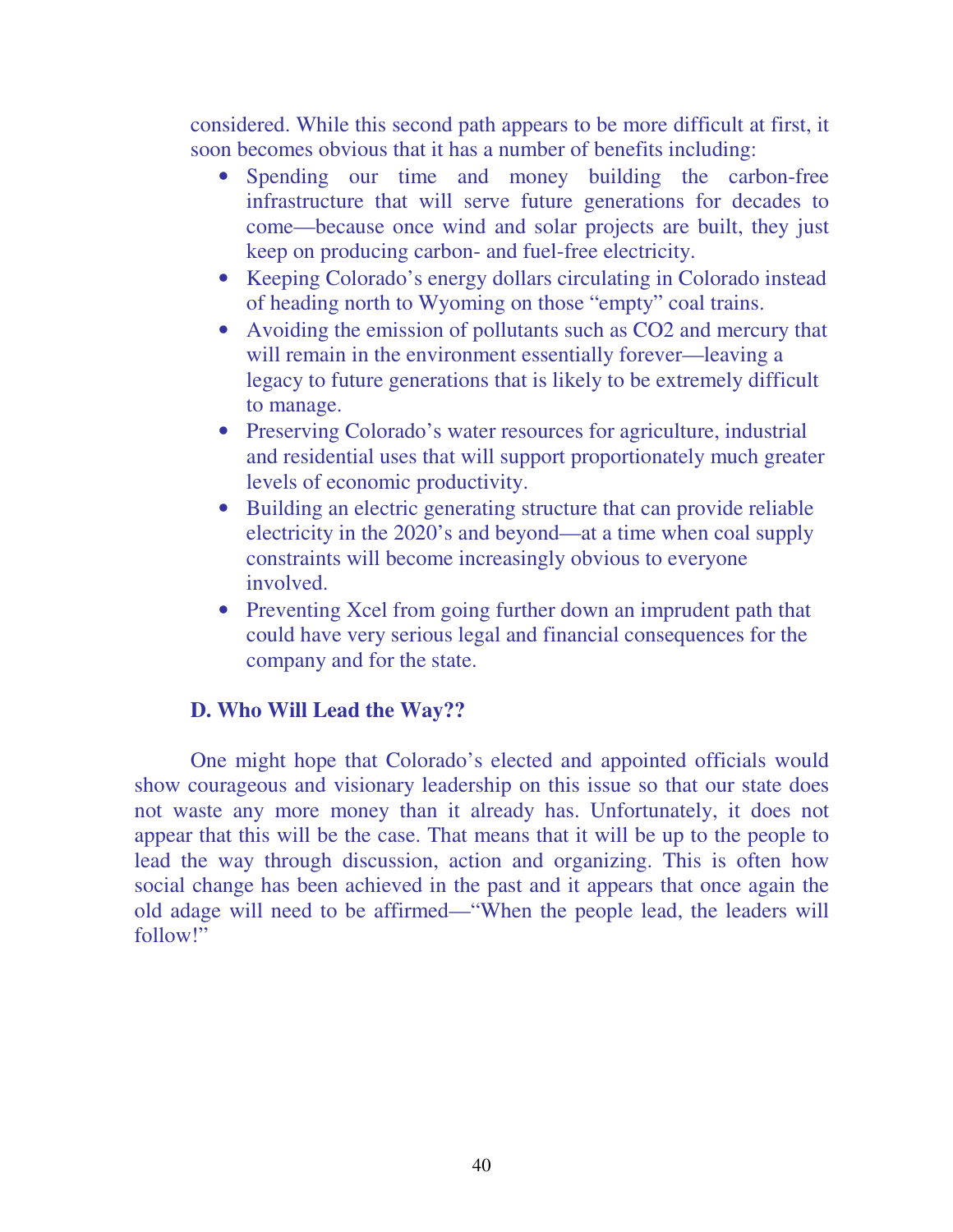considered. While this second path appears to be more difficult at first, it soon becomes obvious that it has a number of benefits including:

- Spending our time and money building the carbon-free infrastructure that will serve future generations for decades to come—because once wind and solar projects are built, they just keep on producing carbon- and fuel-free electricity.
- Keeping Colorado's energy dollars circulating in Colorado instead of heading north to Wyoming on those "empty" coal trains.
- Avoiding the emission of pollutants such as $CO_2$ and mercury that will remain in the environment essentially forever—leaving a legacy to future generations that is likely to be extremely difficult to manage.
- Preserving Colorado's water resources for agriculture, industrial and residential uses that will support proportionately much greater levels of economic productivity.
- Building an electric generating structure that can provide reliable electricity in the 2020's and beyond—at a time when coal supply constraints will become increasingly obvious to everyone involved.
- Preventing Xcel from going further down an imprudent path that could have very serious legal and financial consequences for the company and for the state.

### D. Who Will Lead the Way??

One might hope that Colorado's elected and appointed officials would show courageous and visionary leadership on this issue so that our state does not waste any more money than it already has. Unfortunately, it does not appear that this will be the case. That means that it will be up to the people to lead the way through discussion, action and organizing. This is often how social change has been achieved in the past and it appears that once again the old adage will need to be affirmed—"When the people lead, the leaders will follow!"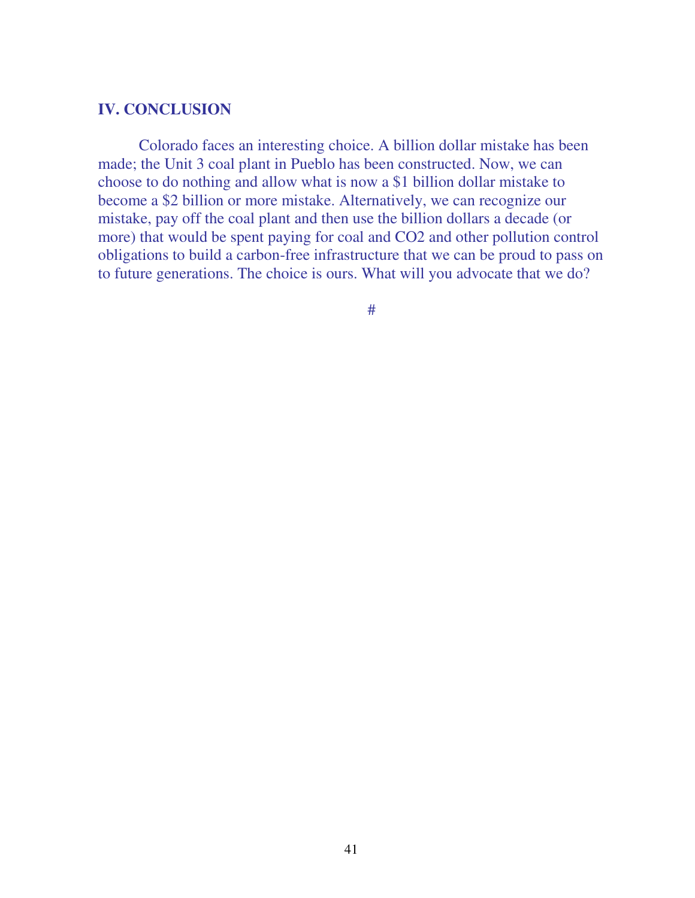## IV. CONCLUSION

Colorado faces an interesting choice. A billion dollar mistake has been made; the Unit 3 coal plant in Pueblo has been constructed. Now, we can choose to do nothing and allow what is now a $1 billion dollar mistake to become a $2 billion or more mistake. Alternatively, we can recognize our mistake, pay off the coal plant and then use the billion dollars a decade (or more) that would be spent paying for coal and $CO_2$ and other pollution control obligations to build a carbon-free infrastructure that we can be proud to pass on to future generations. The choice is ours. What will you advocate that we do?

#